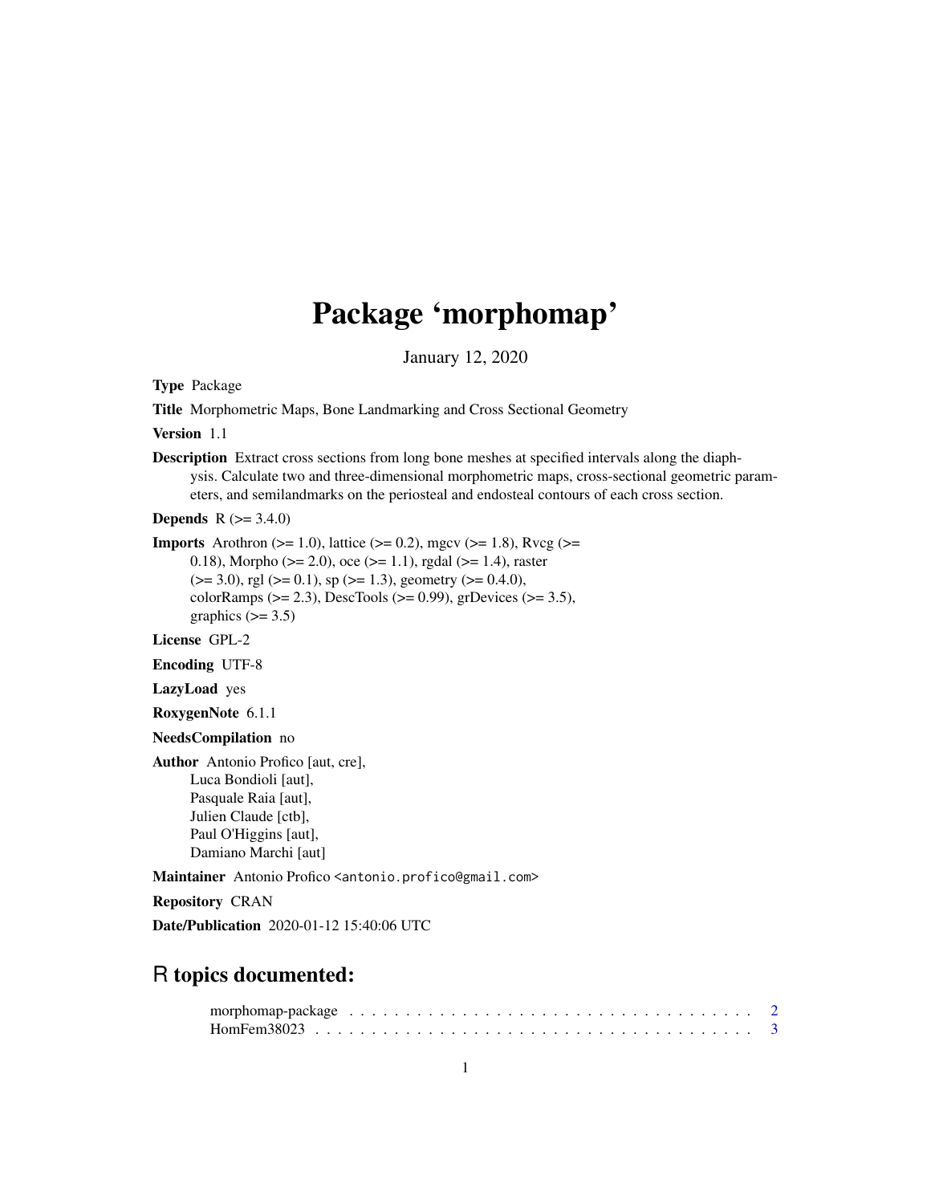# Package 'morphomap'

January 12, 2020

**Type** Package

**Title** Morphometric Maps, Bone Landmarking and Cross Sectional Geometry

**Version** 1.1

**Description** Extract cross sections from long bone meshes at specified intervals along the diaphysis. Calculate two and three-dimensional morphometric maps, cross-sectional geometric parameters, and semilandmarks on the periosteal and endosteal contours of each cross section.

**Depends** R (>= 3.4.0)

**Imports** Arothron (>= 1.0), lattice (>= 0.2), mgcv (>= 1.8), Rvcg (>= 0.18), Morpho (>= 2.0), oce (>= 1.1), rgdal (>= 1.4), raster (>= 3.0), rgl (>= 0.1), sp (>= 1.3), geometry (>= 0.4.0), colorRamps (>= 2.3), DescTools (>= 0.99), grDevices (>= 3.5), graphics (>= 3.5)

**License** GPL-2

**Encoding** UTF-8

**LazyLoad** yes

**RoxygenNote** 6.1.1

**NeedsCompilation** no

**Author** Antonio Profico [aut, cre],
Luca Bondioli [aut],
Pasquale Raia [aut],
Julien Claude [ctb],
Paul O'Higgins [aut],
Damiano Marchi [aut]

**Maintainer** Antonio Profico <antonio.profico@gmail.com>

**Repository** CRAN

**Date/Publication** 2020-01-12 15:40:06 UTC

## R topics documented:

morphomap-package . . . . . . . . . . . . . . . . . . . . . . . . . . . . . . . . . . 2
HomFem38023 . . . . . . . . . . . . . . . . . . . . . . . . . . . . . . . . . . . . . 3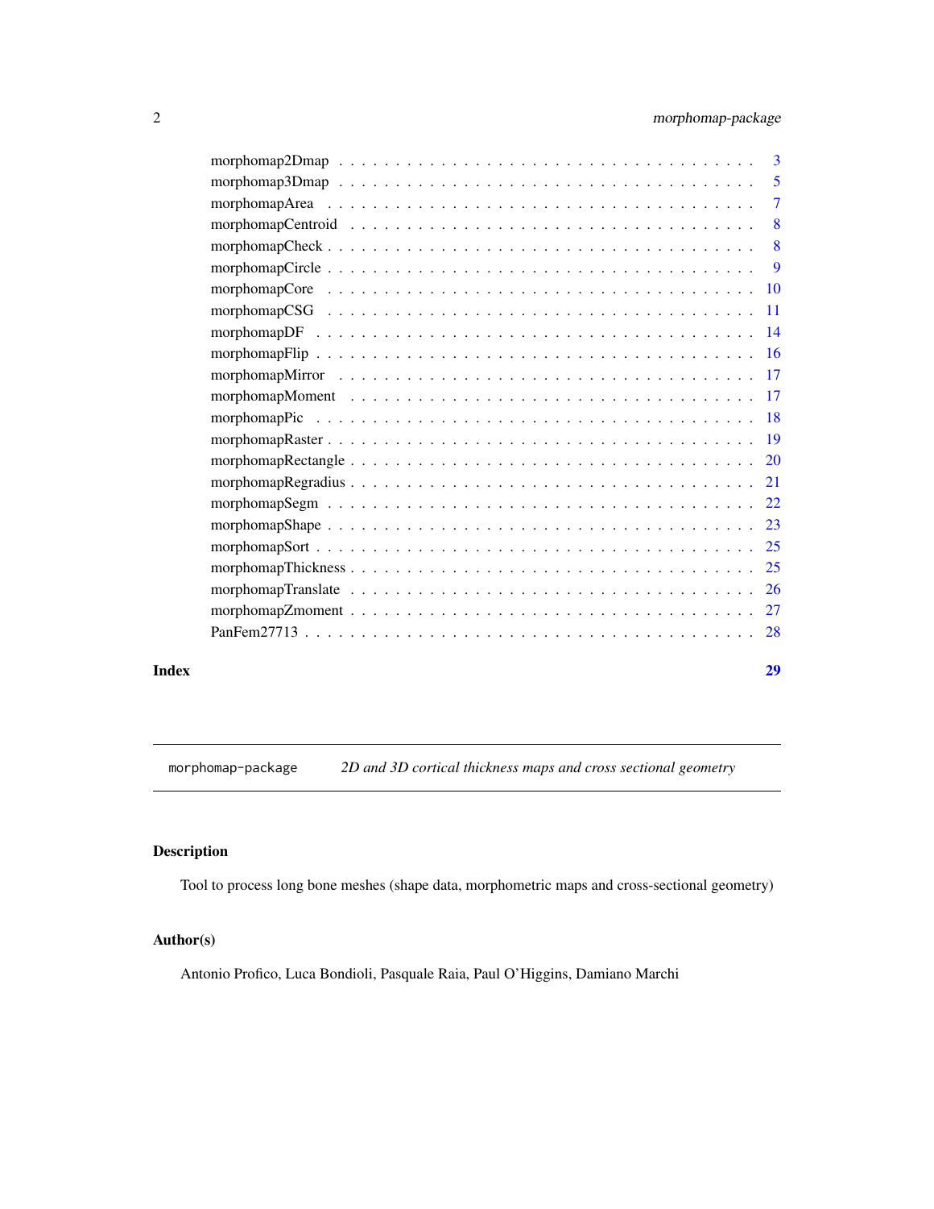| | |
|---|---|
| morphomap2Dmap | 3 |
| morphomap3Dmap | 5 |
| morphomapArea | 7 |
| morphomapCentroid | 8 |
| morphomapCheck | 8 |
| morphomapCircle | 9 |
| morphomapCore | 10 |
| morphomapCSG | 11 |
| morphomapDF | 14 |
| morphomapFlip | 16 |
| morphomapMirror | 17 |
| morphomapMoment | 17 |
| morphomapPic | 18 |
| morphomapRaster | 19 |
| morphomapRectangle | 20 |
| morphomapRegradius | 21 |
| morphomapSegm | 22 |
| morphomapShape | 23 |
| morphomapSort | 25 |
| morphomapThickness | 25 |
| morphomapTranslate | 26 |
| morphomapZmoment | 27 |
| PanFem27713 | 28 |

**Index** **29**

---

`morphomap-package` *2D and 3D cortical thickness maps and cross sectional geometry*

---

## Description

Tool to process long bone meshes (shape data, morphometric maps and cross-sectional geometry)

## Author(s)

Antonio Profico, Luca Bondioli, Pasquale Raia, Paul O'Higgins, Damiano Marchi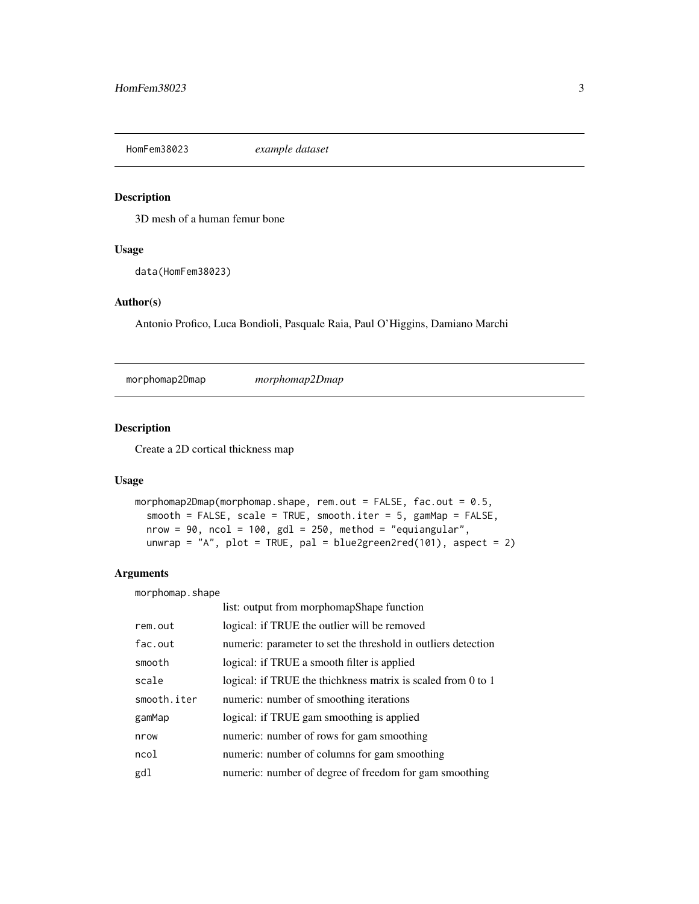## HomFem38023 *example dataset*

### Description

3D mesh of a human femur bone

### Usage

```
data(HomFem38023)
```

### Author(s)

Antonio Profico, Luca Bondioli, Pasquale Raia, Paul O'Higgins, Damiano Marchi

## morphomap2Dmap *morphomap2Dmap*

### Description

Create a 2D cortical thickness map

### Usage

```
morphomap2Dmap(morphomap.shape, rem.out = FALSE, fac.out = 0.5,
  smooth = FALSE, scale = TRUE, smooth.iter = 5, gamMap = FALSE,
  nrow = 90, ncol = 100, gdl = 250, method = "equiangular",
  unwrap = "A", plot = TRUE, pal = blue2green2red(101), aspect = 2)
```

### Arguments

| | |
|---|---|
| `morphomap.shape` | list: output from morphomapShape function |
| `rem.out` | logical: if TRUE the outlier will be removed |
| `fac.out` | numeric: parameter to set the threshold in outliers detection |
| `smooth` | logical: if TRUE a smooth filter is applied |
| `scale` | logical: if TRUE the thichkness matrix is scaled from 0 to 1 |
| `smooth.iter` | numeric: number of smoothing iterations |
| `gamMap` | logical: if TRUE gam smoothing is applied |
| `nrow` | numeric: number of rows for gam smoothing |
| `ncol` | numeric: number of columns for gam smoothing |
| `gdl` | numeric: number of degree of freedom for gam smoothing |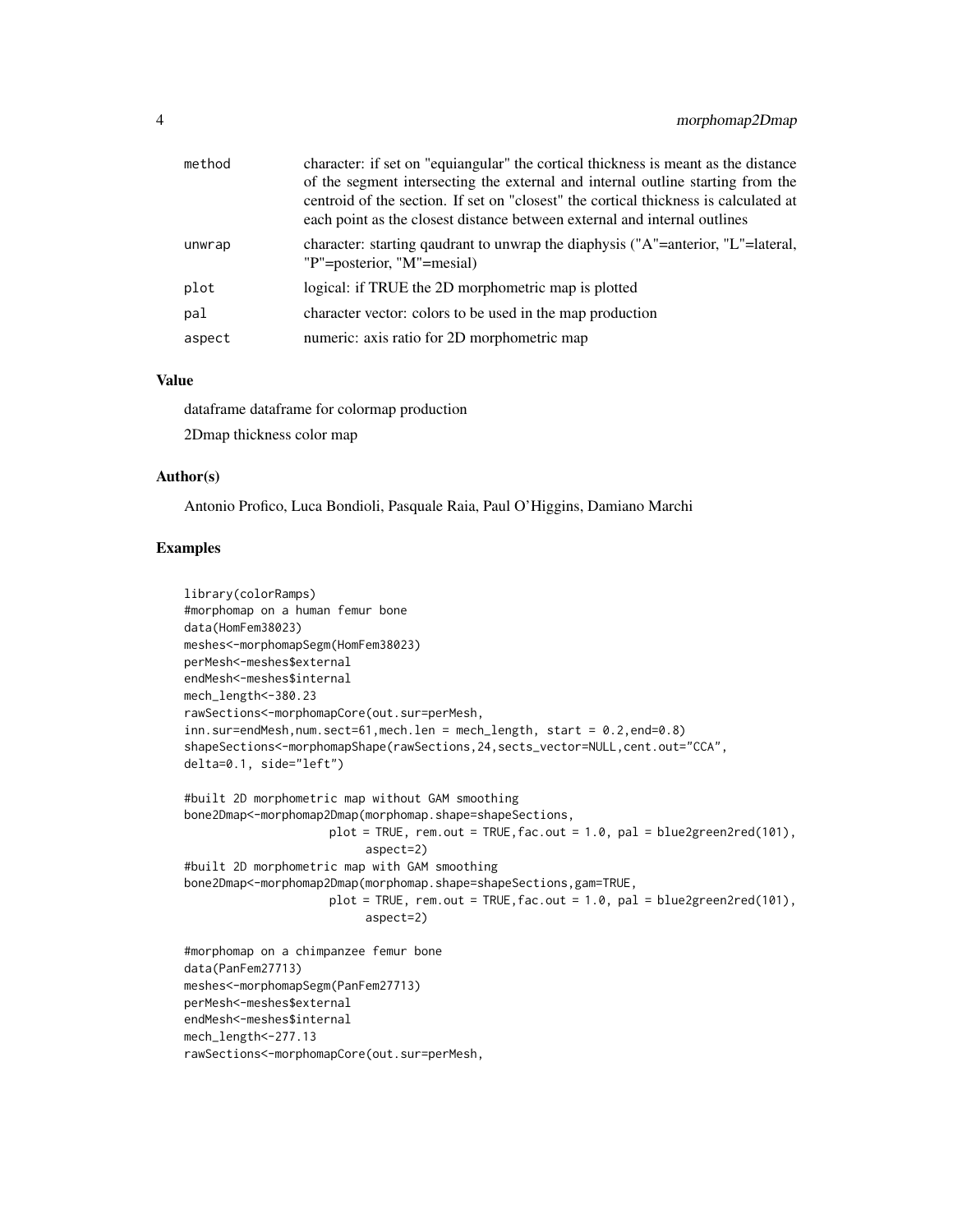| | |
|---|---|
| method | character: if set on "equiangular" the cortical thickness is meant as the distance of the segment intersecting the external and internal outline starting from the centroid of the section. If set on "closest" the cortical thickness is calculated at each point as the closest distance between external and internal outlines |
| unwrap | character: starting qaudrant to unwrap the diaphysis ("A"=anterior, "L"=lateral, "P"=posterior, "M"=mesial) |
| plot | logical: if TRUE the 2D morphometric map is plotted |
| pal | character vector: colors to be used in the map production |
| aspect | numeric: axis ratio for 2D morphometric map |

## Value

dataframe dataframe for colormap production

2Dmap thickness color map

## Author(s)

Antonio Profico, Luca Bondioli, Pasquale Raia, Paul O'Higgins, Damiano Marchi

## Examples

```
library(colorRamps)
#morphomap on a human femur bone
data(HomFem38023)
meshes<-morphomapSegm(HomFem38023)
perMesh<-meshes$external
endMesh<-meshes$internal
mech_length<-380.23
rawSections<-morphomapCore(out.sur=perMesh,
inn.sur=endMesh,num.sect=61,mech.len = mech_length, start = 0.2,end=0.8)
shapeSections<-morphomapShape(rawSections,24,sects_vector=NULL,cent.out="CCA",
delta=0.1, side="left")

#built 2D morphometric map without GAM smoothing
bone2Dmap<-morphomap2Dmap(morphomap.shape=shapeSections,
                    plot = TRUE, rem.out = TRUE,fac.out = 1.0, pal = blue2green2red(101),
                          aspect=2)
#built 2D morphometric map with GAM smoothing
bone2Dmap<-morphomap2Dmap(morphomap.shape=shapeSections,gam=TRUE,
                    plot = TRUE, rem.out = TRUE,fac.out = 1.0, pal = blue2green2red(101),
                          aspect=2)

#morphomap on a chimpanzee femur bone
data(PanFem27713)
meshes<-morphomapSegm(PanFem27713)
perMesh<-meshes$external
endMesh<-meshes$internal
mech_length<-277.13
rawSections<-morphomapCore(out.sur=perMesh,
```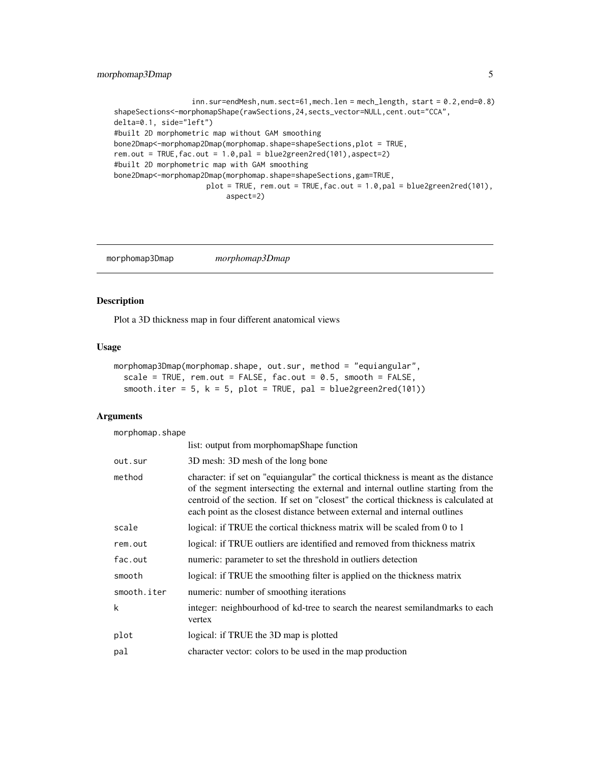```
                  inn.sur=endMesh,num.sect=61,mech.len = mech_length, start = 0.2,end=0.8)
shapeSections<-morphomapShape(rawSections,24,sects_vector=NULL,cent.out="CCA",
delta=0.1, side="left")
#built 2D morphometric map without GAM smoothing
bone2Dmap<-morphomap2Dmap(morphomap.shape=shapeSections,plot = TRUE,
rem.out = TRUE,fac.out = 1.0,pal = blue2green2red(101),aspect=2)
#built 2D morphometric map with GAM smoothing
bone2Dmap<-morphomap2Dmap(morphomap.shape=shapeSections,gam=TRUE,
                    plot = TRUE, rem.out = TRUE,fac.out = 1.0,pal = blue2green2red(101),
                         aspect=2)
```

---

## morphomap3Dmap    *morphomap3Dmap*

### Description

Plot a 3D thickness map in four different anatomical views

### Usage

```
morphomap3Dmap(morphomap.shape, out.sur, method = "equiangular",
  scale = TRUE, rem.out = FALSE, fac.out = 0.5, smooth = FALSE,
  smooth.iter = 5, k = 5, plot = TRUE, pal = blue2green2red(101))
```

### Arguments

| Argument | Description |
|---|---|
| morphomap.shape | list: output from morphomapShape function |
| out.sur | 3D mesh: 3D mesh of the long bone |
| method | character: if set on "equiangular" the cortical thickness is meant as the distance of the segment intersecting the external and internal outline starting from the centroid of the section. If set on "closest" the cortical thickness is calculated at each point as the closest distance between external and internal outlines |
| scale | logical: if TRUE the cortical thickness matrix will be scaled from 0 to 1 |
| rem.out | logical: if TRUE outliers are identified and removed from thickness matrix |
| fac.out | numeric: parameter to set the threshold in outliers detection |
| smooth | logical: if TRUE the smoothing filter is applied on the thickness matrix |
| smooth.iter | numeric: number of smoothing iterations |
| k | integer: neighbourhood of kd-tree to search the nearest semilandmarks to each vertex |
| plot | logical: if TRUE the 3D map is plotted |
| pal | character vector: colors to be used in the map production |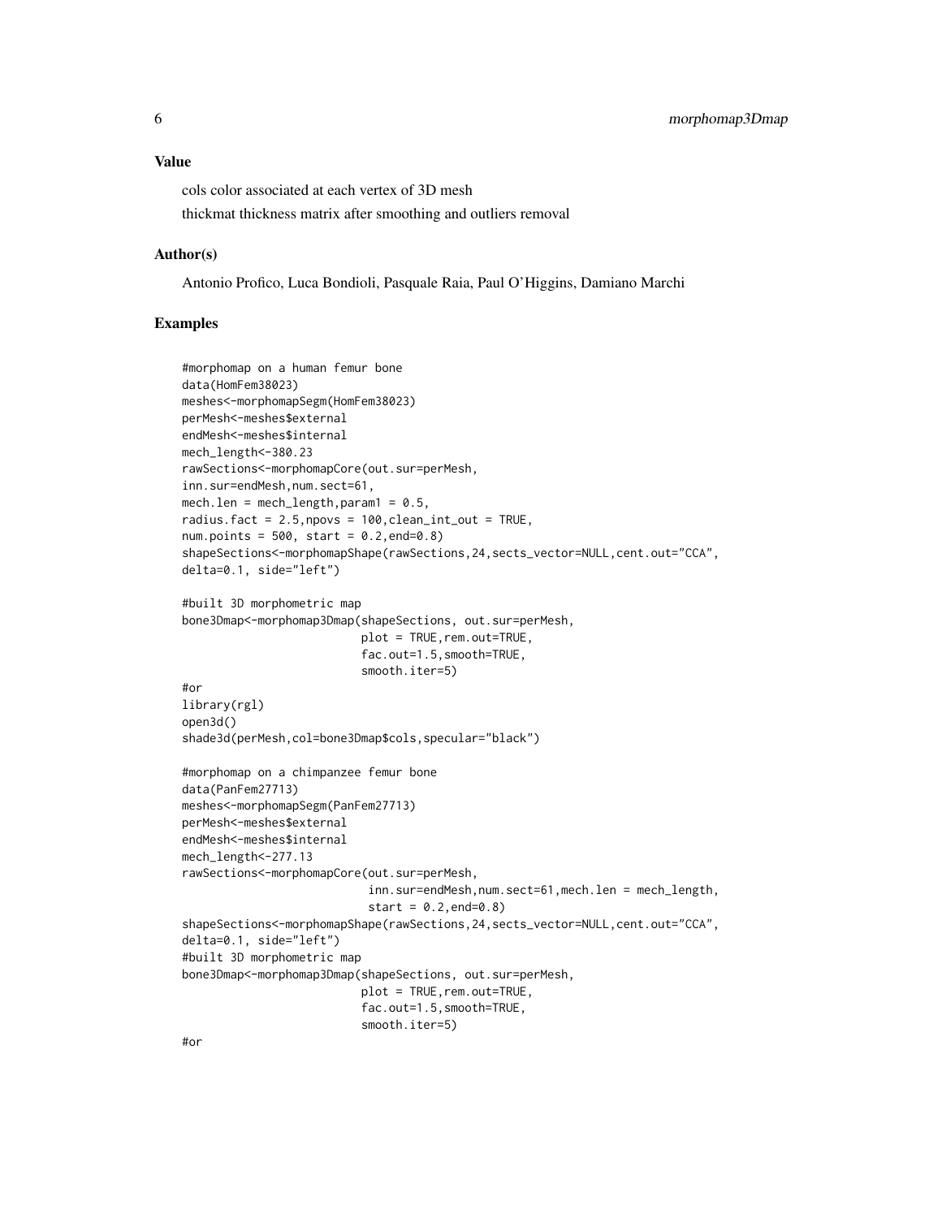### Value

cols color associated at each vertex of 3D mesh

thickmat thickness matrix after smoothing and outliers removal

### Author(s)

Antonio Profico, Luca Bondioli, Pasquale Raia, Paul O'Higgins, Damiano Marchi

### Examples

```
#morphomap on a human femur bone
data(HomFem38023)
meshes<-morphomapSegm(HomFem38023)
perMesh<-meshes$external
endMesh<-meshes$internal
mech_length<-380.23
rawSections<-morphomapCore(out.sur=perMesh,
inn.sur=endMesh,num.sect=61,
mech.len = mech_length,param1 = 0.5,
radius.fact = 2.5,npovs = 100,clean_int_out = TRUE,
num.points = 500, start = 0.2,end=0.8)
shapeSections<-morphomapShape(rawSections,24,sects_vector=NULL,cent.out="CCA",
delta=0.1, side="left")

#built 3D morphometric map
bone3Dmap<-morphomap3Dmap(shapeSections, out.sur=perMesh,
                          plot = TRUE,rem.out=TRUE,
                          fac.out=1.5,smooth=TRUE,
                          smooth.iter=5)
#or
library(rgl)
open3d()
shade3d(perMesh,col=bone3Dmap$cols,specular="black")

#morphomap on a chimpanzee femur bone
data(PanFem27713)
meshes<-morphomapSegm(PanFem27713)
perMesh<-meshes$external
endMesh<-meshes$internal
mech_length<-277.13
rawSections<-morphomapCore(out.sur=perMesh,
                           inn.sur=endMesh,num.sect=61,mech.len = mech_length,
                           start = 0.2,end=0.8)
shapeSections<-morphomapShape(rawSections,24,sects_vector=NULL,cent.out="CCA",
delta=0.1, side="left")
#built 3D morphometric map
bone3Dmap<-morphomap3Dmap(shapeSections, out.sur=perMesh,
                          plot = TRUE,rem.out=TRUE,
                          fac.out=1.5,smooth=TRUE,
                          smooth.iter=5)
#or
```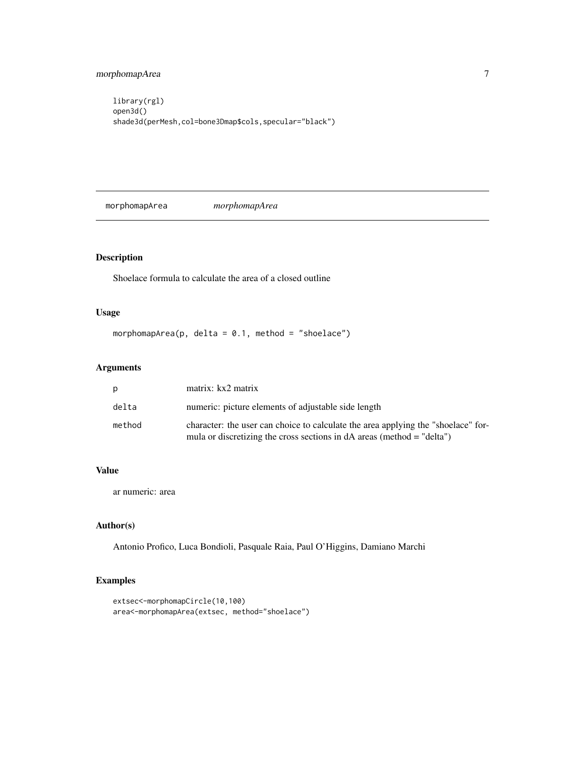```
library(rgl)
open3d()
shade3d(perMesh,col=bone3Dmap$cols,specular="black")
```

---

## morphomapArea *morphomapArea*

### Description

Shoelace formula to calculate the area of a closed outline

### Usage

```
morphomapArea(p, delta = 0.1, method = "shoelace")
```

### Arguments

| | |
|---|---|
| p | matrix: kx2 matrix |
| delta | numeric: picture elements of adjustable side length |
| method | character: the user can choice to calculate the area applying the "shoelace" formula or discretizing the cross sections in dA areas (method = "delta") |

### Value

ar numeric: area

### Author(s)

Antonio Profico, Luca Bondioli, Pasquale Raia, Paul O'Higgins, Damiano Marchi

### Examples

```
extsec<-morphomapCircle(10,100)
area<-morphomapArea(extsec, method="shoelace")
```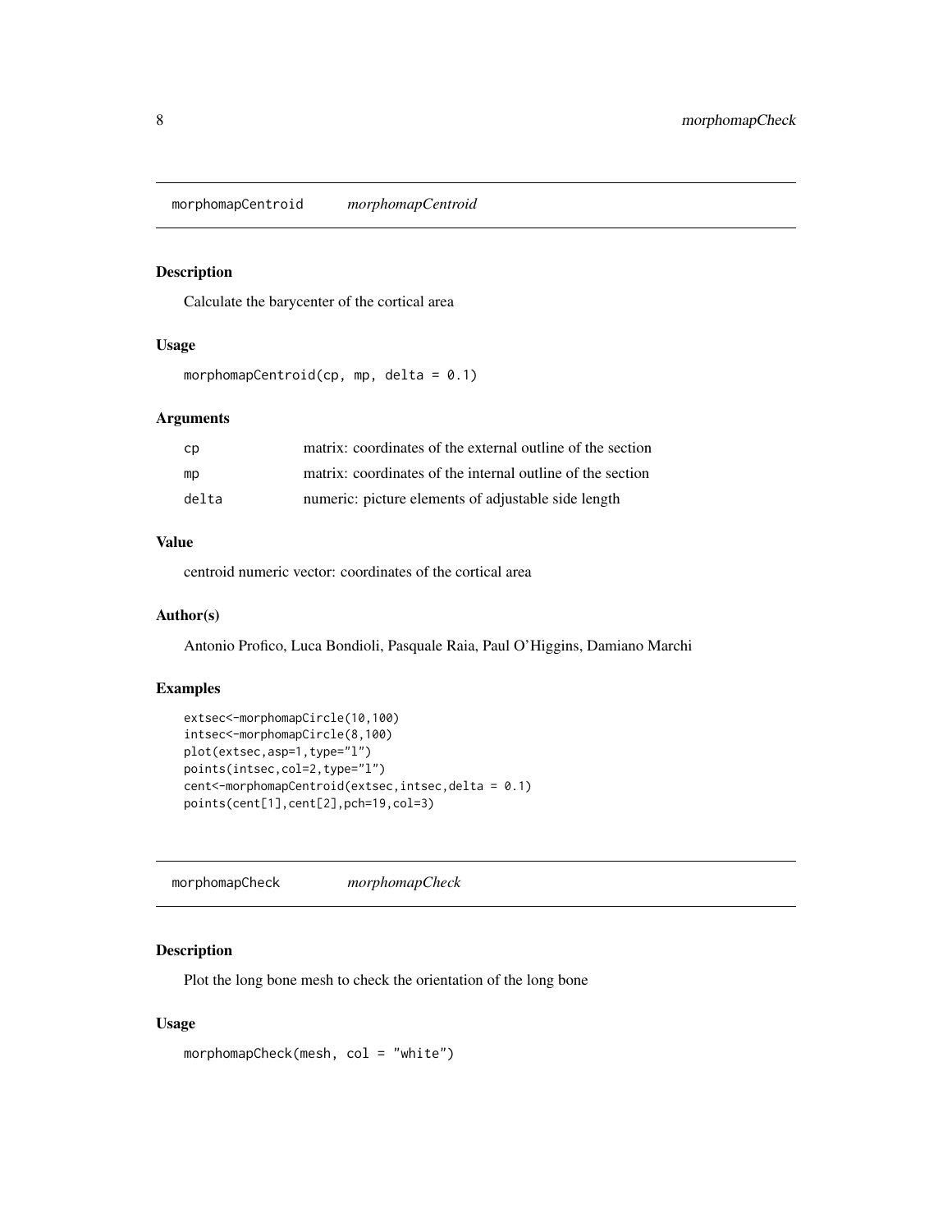## morphomapCentroid *morphomapCentroid*

### Description

Calculate the barycenter of the cortical area

### Usage

```
morphomapCentroid(cp, mp, delta = 0.1)
```

### Arguments

| | |
|---|---|
| cp | matrix: coordinates of the external outline of the section |
| mp | matrix: coordinates of the internal outline of the section |
| delta | numeric: picture elements of adjustable side length |

### Value

centroid numeric vector: coordinates of the cortical area

### Author(s)

Antonio Profico, Luca Bondioli, Pasquale Raia, Paul O'Higgins, Damiano Marchi

### Examples

```
extsec<-morphomapCircle(10,100)
intsec<-morphomapCircle(8,100)
plot(extsec,asp=1,type="l")
points(intsec,col=2,type="l")
cent<-morphomapCentroid(extsec,intsec,delta = 0.1)
points(cent[1],cent[2],pch=19,col=3)
```

## morphomapCheck *morphomapCheck*

### Description

Plot the long bone mesh to check the orientation of the long bone

### Usage

```
morphomapCheck(mesh, col = "white")
```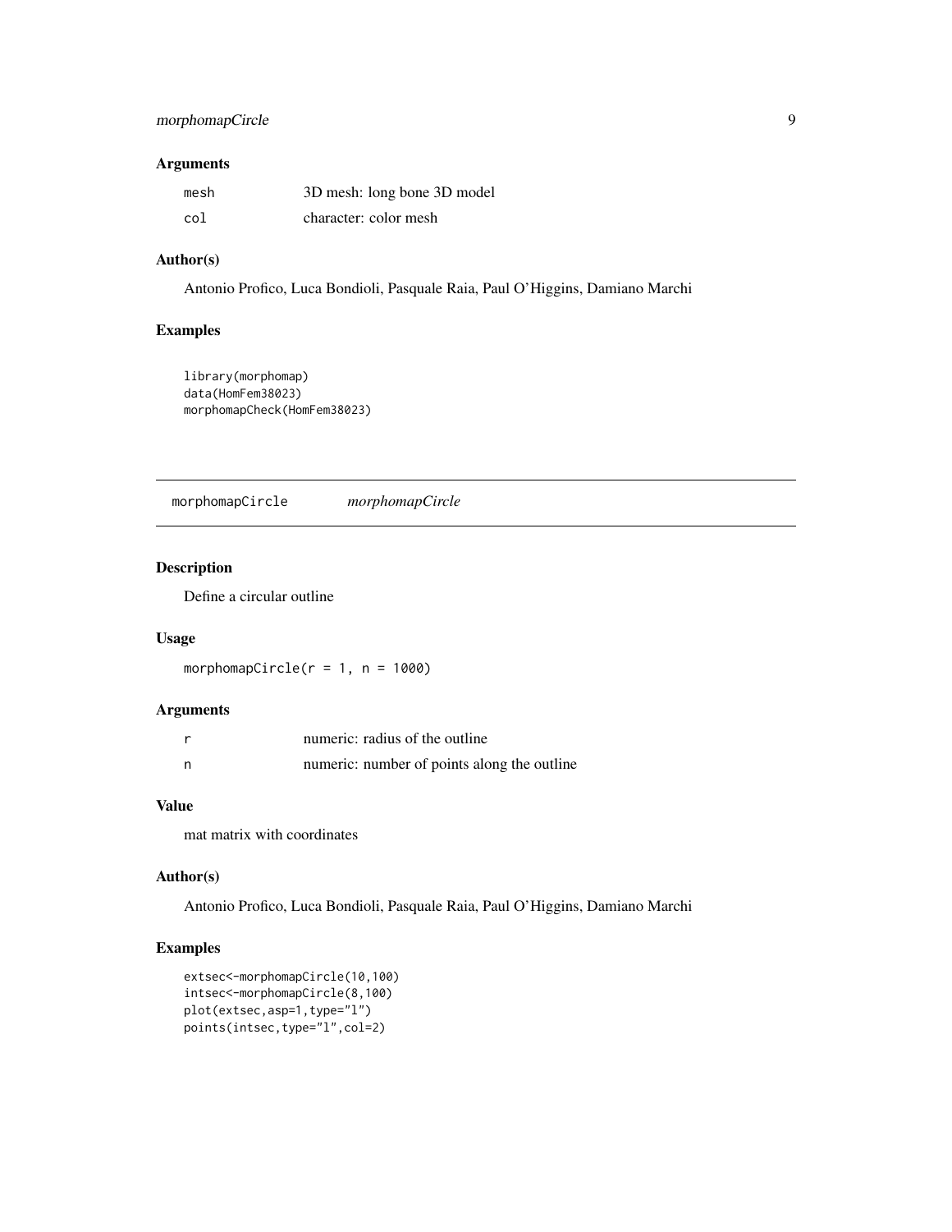### Arguments

| | |
|---|---|
| mesh | 3D mesh: long bone 3D model |
| col | character: color mesh |

### Author(s)

Antonio Profico, Luca Bondioli, Pasquale Raia, Paul O'Higgins, Damiano Marchi

### Examples

```
library(morphomap)
data(HomFem38023)
morphomapCheck(HomFem38023)
```

---

## morphomapCircle *morphomapCircle*

---

### Description

Define a circular outline

### Usage

```
morphomapCircle(r = 1, n = 1000)
```

### Arguments

| | |
|---|---|
| r | numeric: radius of the outline |
| n | numeric: number of points along the outline |

### Value

mat matrix with coordinates

### Author(s)

Antonio Profico, Luca Bondioli, Pasquale Raia, Paul O'Higgins, Damiano Marchi

### Examples

```
extsec<-morphomapCircle(10,100)
intsec<-morphomapCircle(8,100)
plot(extsec,asp=1,type="l")
points(intsec,type="l",col=2)
```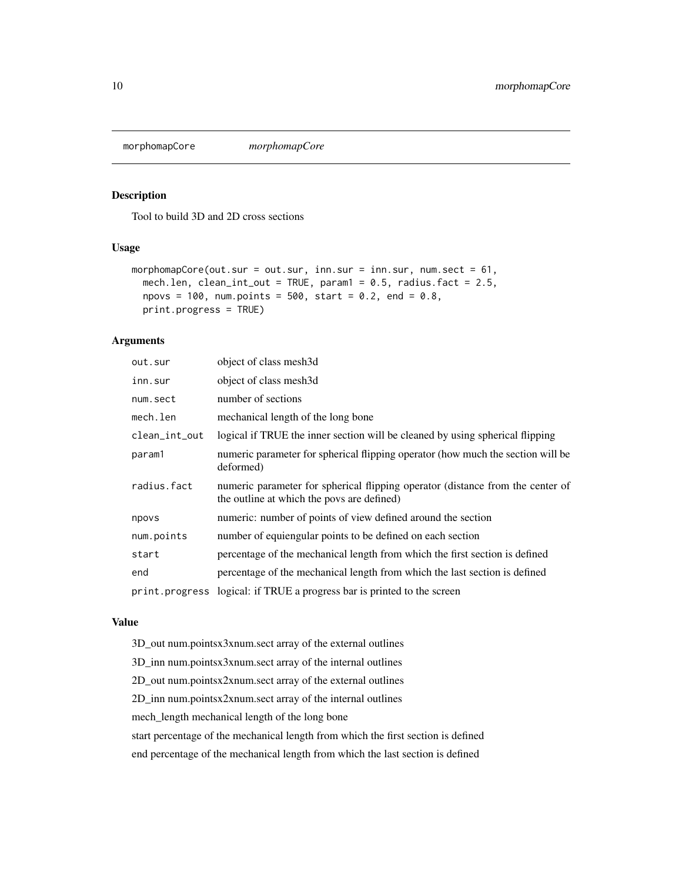## morphomapCore *morphomapCore*

### Description

Tool to build 3D and 2D cross sections

### Usage

```
morphomapCore(out.sur = out.sur, inn.sur = inn.sur, num.sect = 61,
  mech.len, clean_int_out = TRUE, param1 = 0.5, radius.fact = 2.5,
  npovs = 100, num.points = 500, start = 0.2, end = 0.8,
  print.progress = TRUE)
```

### Arguments

| | |
|---|---|
| out.sur | object of class mesh3d |
| inn.sur | object of class mesh3d |
| num.sect | number of sections |
| mech.len | mechanical length of the long bone |
| clean_int_out | logical if TRUE the inner section will be cleaned by using spherical flipping |
| param1 | numeric parameter for spherical flipping operator (how much the section will be deformed) |
| radius.fact | numeric parameter for spherical flipping operator (distance from the center of the outline at which the povs are defined) |
| npovs | numeric: number of points of view defined around the section |
| num.points | number of equiengular points to be defined on each section |
| start | percentage of the mechanical length from which the first section is defined |
| end | percentage of the mechanical length from which the last section is defined |
| print.progress | logical: if TRUE a progress bar is printed to the screen |

### Value

3D_out num.pointsx3xnum.sect array of the external outlines

3D_inn num.pointsx3xnum.sect array of the internal outlines

2D_out num.pointsx2xnum.sect array of the external outlines

2D_inn num.pointsx2xnum.sect array of the internal outlines

mech_length mechanical length of the long bone

start percentage of the mechanical length from which the first section is defined

end percentage of the mechanical length from which the last section is defined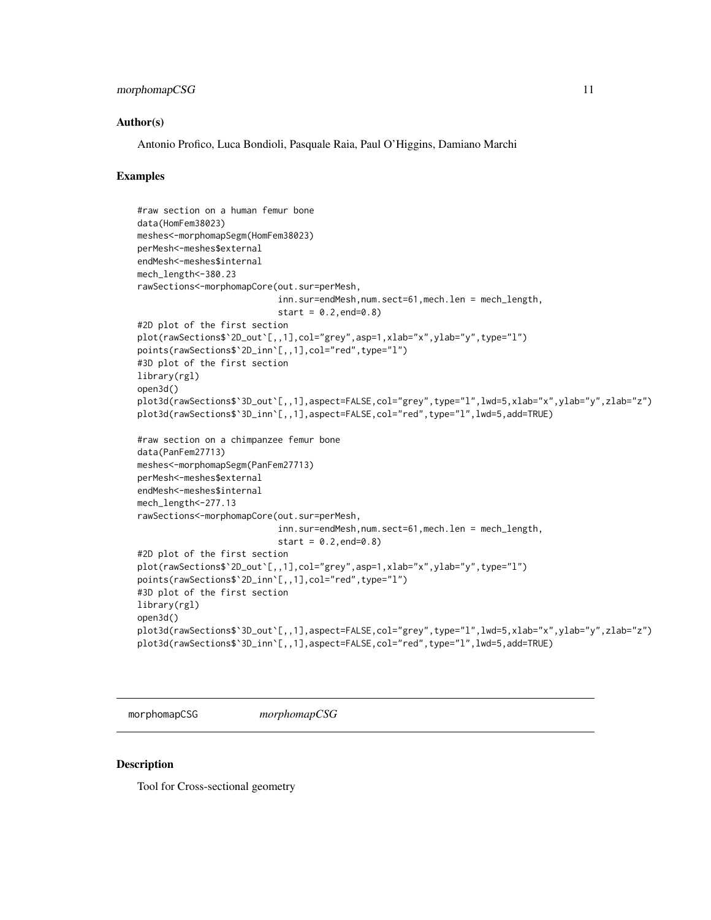## Author(s)

Antonio Profico, Luca Bondioli, Pasquale Raia, Paul O'Higgins, Damiano Marchi

## Examples

```
#raw section on a human femur bone
data(HomFem38023)
meshes<-morphomapSegm(HomFem38023)
perMesh<-meshes$external
endMesh<-meshes$internal
mech_length<-380.23
rawSections<-morphomapCore(out.sur=perMesh,
                          inn.sur=endMesh,num.sect=61,mech.len = mech_length,
                          start = 0.2,end=0.8)
#2D plot of the first section
plot(rawSections$`2D_out`[,,1],col="grey",asp=1,xlab="x",ylab="y",type="l")
points(rawSections$`2D_inn`[,,1],col="red",type="l")
#3D plot of the first section
library(rgl)
open3d()
plot3d(rawSections$`3D_out`[,,1],aspect=FALSE,col="grey",type="l",lwd=5,xlab="x",ylab="y",zlab="z")
plot3d(rawSections$`3D_inn`[,,1],aspect=FALSE,col="red",type="l",lwd=5,add=TRUE)

#raw section on a chimpanzee femur bone
data(PanFem27713)
meshes<-morphomapSegm(PanFem27713)
perMesh<-meshes$external
endMesh<-meshes$internal
mech_length<-277.13
rawSections<-morphomapCore(out.sur=perMesh,
                          inn.sur=endMesh,num.sect=61,mech.len = mech_length,
                          start = 0.2,end=0.8)
#2D plot of the first section
plot(rawSections$`2D_out`[,,1],col="grey",asp=1,xlab="x",ylab="y",type="l")
points(rawSections$`2D_inn`[,,1],col="red",type="l")
#3D plot of the first section
library(rgl)
open3d()
plot3d(rawSections$`3D_out`[,,1],aspect=FALSE,col="grey",type="l",lwd=5,xlab="x",ylab="y",zlab="z")
plot3d(rawSections$`3D_inn`[,,1],aspect=FALSE,col="red",type="l",lwd=5,add=TRUE)
```

---

# morphomapCSG *morphomapCSG*

---

## Description

Tool for Cross-sectional geometry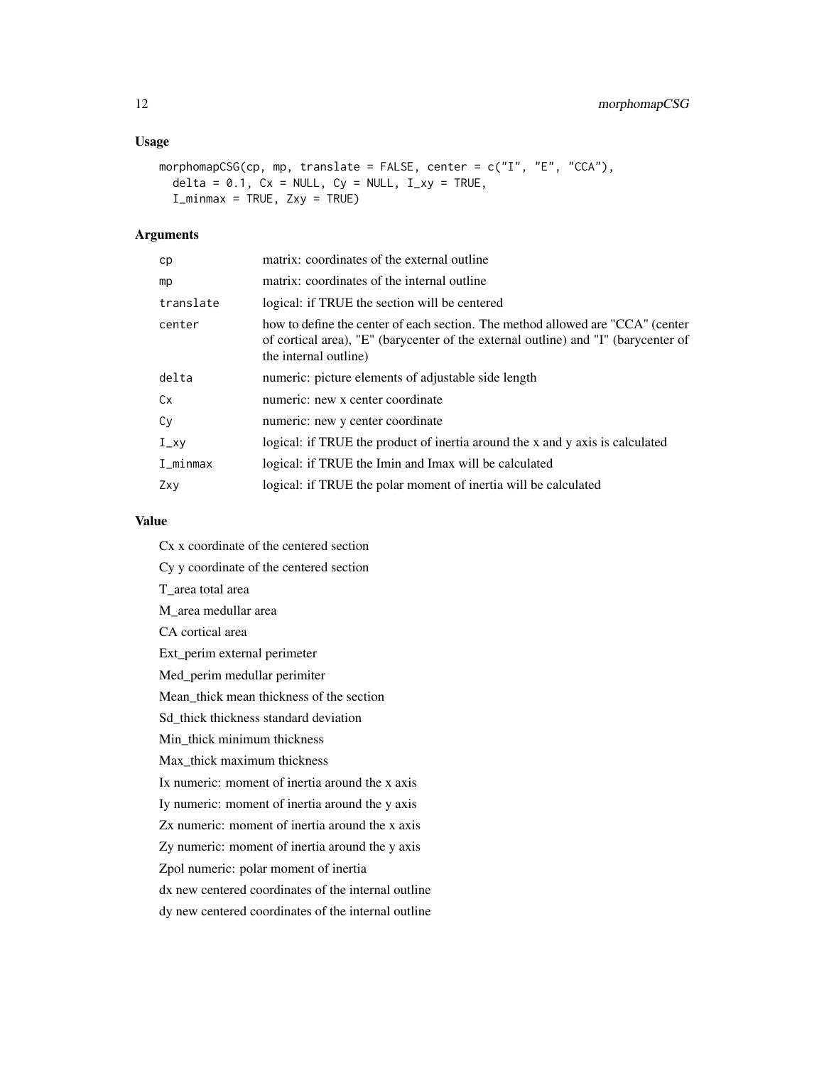### Usage

```
morphomapCSG(cp, mp, translate = FALSE, center = c("I", "E", "CCA"),
  delta = 0.1, Cx = NULL, Cy = NULL, I_xy = TRUE,
  I_minmax = TRUE, Zxy = TRUE)
```

### Arguments

| | |
|---|---|
| cp | matrix: coordinates of the external outline |
| mp | matrix: coordinates of the internal outline |
| translate | logical: if TRUE the section will be centered |
| center | how to define the center of each section. The method allowed are "CCA" (center of cortical area), "E" (barycenter of the external outline) and "I" (barycenter of the internal outline) |
| delta | numeric: picture elements of adjustable side length |
| Cx | numeric: new x center coordinate |
| Cy | numeric: new y center coordinate |
| I_xy | logical: if TRUE the product of inertia around the x and y axis is calculated |
| I_minmax | logical: if TRUE the Imin and Imax will be calculated |
| Zxy | logical: if TRUE the polar moment of inertia will be calculated |

### Value

Cx x coordinate of the centered section

Cy y coordinate of the centered section

T_area total area

M_area medullar area

CA cortical area

Ext_perim external perimeter

Med_perim medullar perimiter

Mean_thick mean thickness of the section

Sd_thick thickness standard deviation

Min_thick minimum thickness

Max_thick maximum thickness

Ix numeric: moment of inertia around the x axis

Iy numeric: moment of inertia around the y axis

Zx numeric: moment of inertia around the x axis

Zy numeric: moment of inertia around the y axis

Zpol numeric: polar moment of inertia

dx new centered coordinates of the internal outline

dy new centered coordinates of the internal outline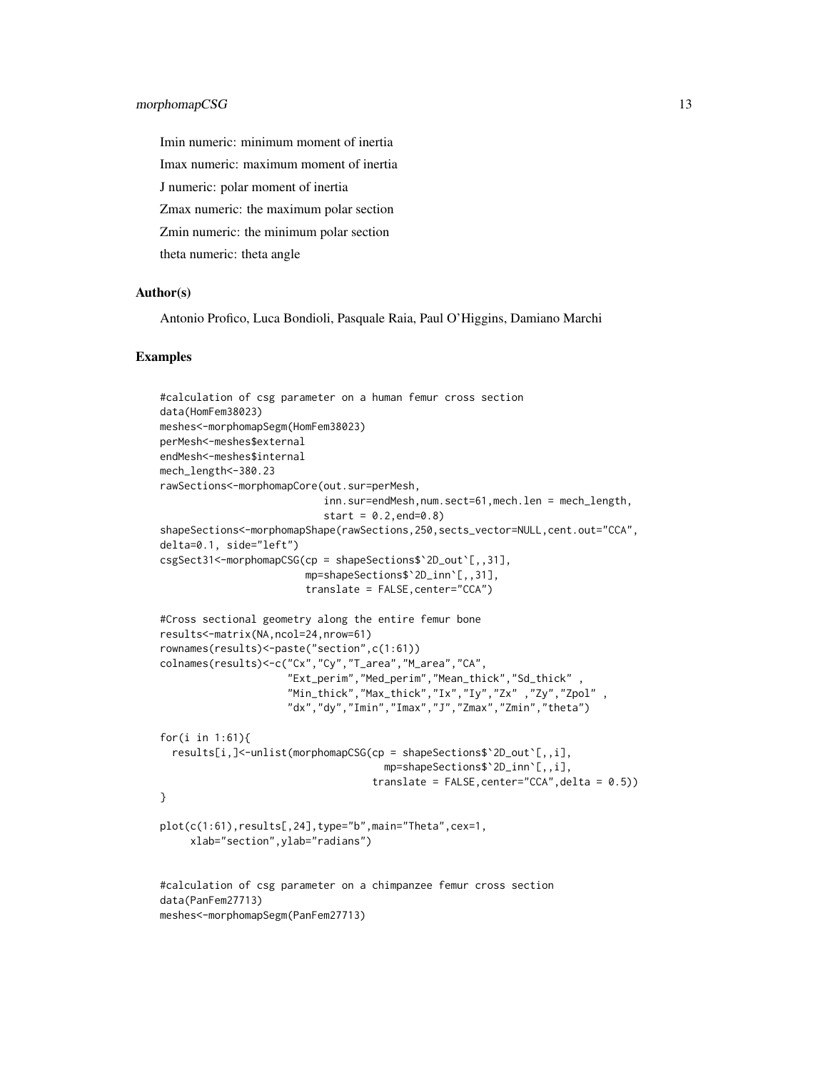Imin numeric: minimum moment of inertia

Imax numeric: maximum moment of inertia

J numeric: polar moment of inertia

Zmax numeric: the maximum polar section

Zmin numeric: the minimum polar section

theta numeric: theta angle

### Author(s)

Antonio Profico, Luca Bondioli, Pasquale Raia, Paul O'Higgins, Damiano Marchi

### Examples

```
#calculation of csg parameter on a human femur cross section
data(HomFem38023)
meshes<-morphomapSegm(HomFem38023)
perMesh<-meshes$external
endMesh<-meshes$internal
mech_length<-380.23
rawSections<-morphomapCore(out.sur=perMesh,
                           inn.sur=endMesh,num.sect=61,mech.len = mech_length,
                           start = 0.2,end=0.8)
shapeSections<-morphomapShape(rawSections,250,sects_vector=NULL,cent.out="CCA",
delta=0.1, side="left")
csgSect31<-morphomapCSG(cp = shapeSections$`2D_out`[,,31],
                        mp=shapeSections$`2D_inn`[,,31],
                        translate = FALSE,center="CCA")

#Cross sectional geometry along the entire femur bone
results<-matrix(NA,ncol=24,nrow=61)
rownames(results)<-paste("section",c(1:61))
colnames(results)<-c("Cx","Cy","T_area","M_area","CA",
                     "Ext_perim","Med_perim","Mean_thick","Sd_thick" ,
                     "Min_thick","Max_thick","Ix","Iy","Zx" ,"Zy","Zpol" ,
                     "dx","dy","Imin","Imax","J","Zmax","Zmin","theta")

for(i in 1:61){
  results[i,]<-unlist(morphomapCSG(cp = shapeSections$`2D_out`[,,i],
                                   mp=shapeSections$`2D_inn`[,,i],
                                 translate = FALSE,center="CCA",delta = 0.5))
}

plot(c(1:61),results[,24],type="b",main="Theta",cex=1,
     xlab="section",ylab="radians")


#calculation of csg parameter on a chimpanzee femur cross section
data(PanFem27713)
meshes<-morphomapSegm(PanFem27713)
```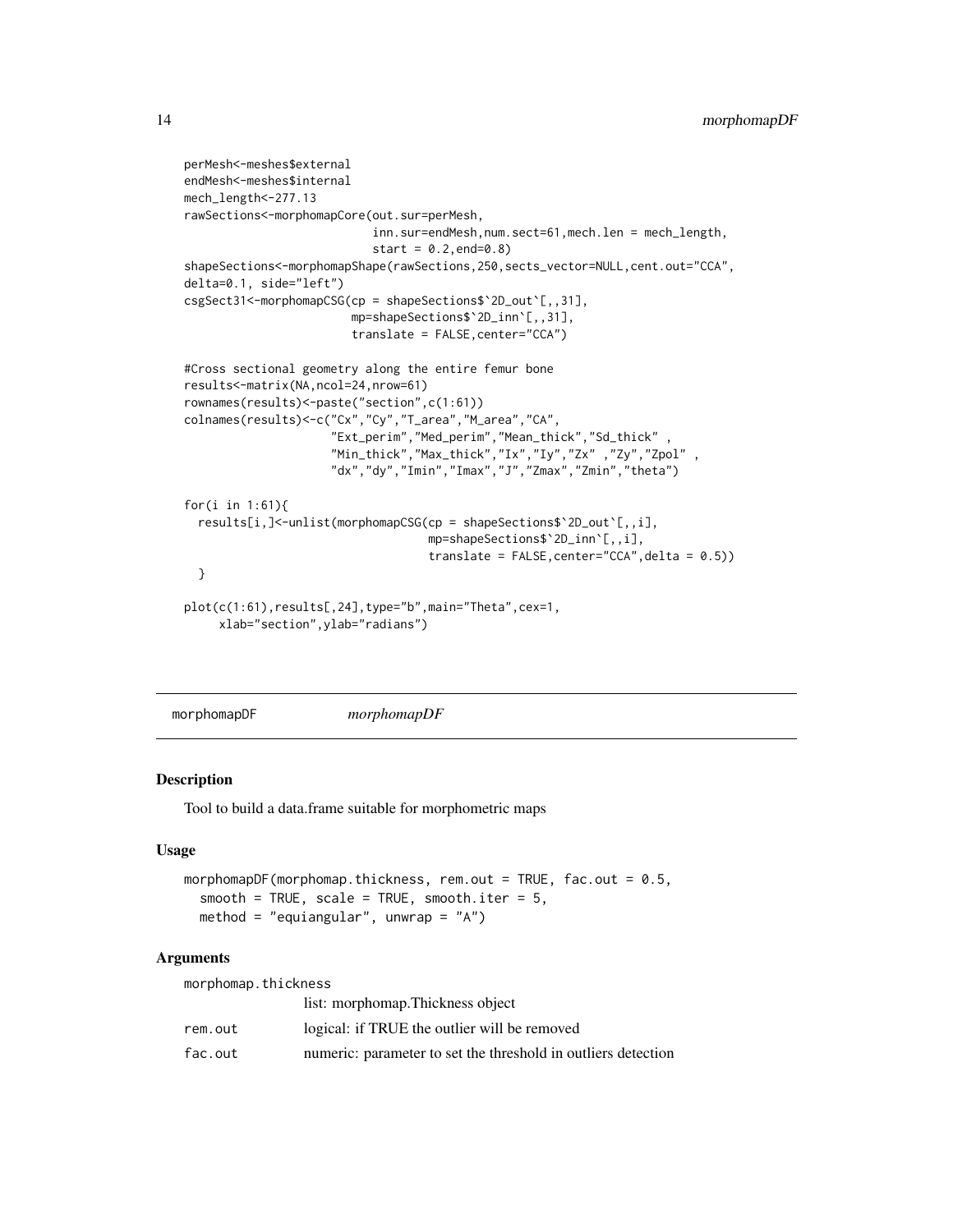```
perMesh<-meshes$external
endMesh<-meshes$internal
mech_length<-277.13
rawSections<-morphomapCore(out.sur=perMesh,
                           inn.sur=endMesh,num.sect=61,mech.len = mech_length,
                           start = 0.2,end=0.8)
shapeSections<-morphomapShape(rawSections,250,sects_vector=NULL,cent.out="CCA",
delta=0.1, side="left")
csgSect31<-morphomapCSG(cp = shapeSections$`2D_out`[,,31],
                        mp=shapeSections$`2D_inn`[,,31],
                        translate = FALSE,center="CCA")

#Cross sectional geometry along the entire femur bone
results<-matrix(NA,ncol=24,nrow=61)
rownames(results)<-paste("section",c(1:61))
colnames(results)<-c("Cx","Cy","T_area","M_area","CA",
                     "Ext_perim","Med_perim","Mean_thick","Sd_thick" ,
                     "Min_thick","Max_thick","Ix","Iy","Zx" ,"Zy","Zpol" ,
                     "dx","dy","Imin","Imax","J","Zmax","Zmin","theta")

for(i in 1:61){
  results[i,]<-unlist(morphomapCSG(cp = shapeSections$`2D_out`[,,i],
                                   mp=shapeSections$`2D_inn`[,,i],
                                   translate = FALSE,center="CCA",delta = 0.5))
  }

plot(c(1:61),results[,24],type="b",main="Theta",cex=1,
     xlab="section",ylab="radians")
```

## morphomapDF *morphomapDF*

### Description

Tool to build a data.frame suitable for morphometric maps

### Usage

```
morphomapDF(morphomap.thickness, rem.out = TRUE, fac.out = 0.5,
  smooth = TRUE, scale = TRUE, smooth.iter = 5,
  method = "equiangular", unwrap = "A")
```

### Arguments

| | |
|---|---|
| morphomap.thickness | list: morphomap.Thickness object |
| rem.out | logical: if TRUE the outlier will be removed |
| fac.out | numeric: parameter to set the threshold in outliers detection |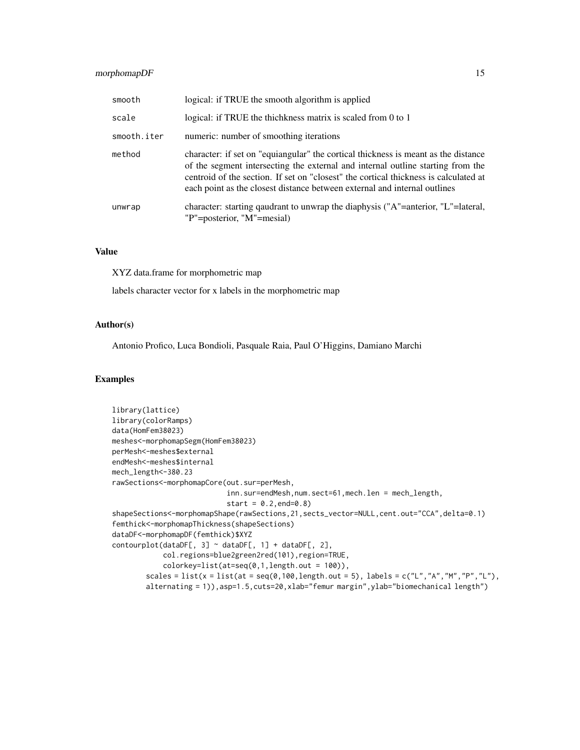| | |
|---|---|
| smooth | logical: if TRUE the smooth algorithm is applied |
| scale | logical: if TRUE the thichkness matrix is scaled from 0 to 1 |
| smooth.iter | numeric: number of smoothing iterations |
| method | character: if set on "equiangular" the cortical thickness is meant as the distance of the segment intersecting the external and internal outline starting from the centroid of the section. If set on "closest" the cortical thickness is calculated at each point as the closest distance between external and internal outlines |
| unwrap | character: starting qaudrant to unwrap the diaphysis ("A"=anterior, "L"=lateral, "P"=posterior, "M"=mesial) |

## Value

XYZ data.frame for morphometric map

labels character vector for x labels in the morphometric map

## Author(s)

Antonio Profico, Luca Bondioli, Pasquale Raia, Paul O'Higgins, Damiano Marchi

## Examples

```
library(lattice)
library(colorRamps)
data(HomFem38023)
meshes<-morphomapSegm(HomFem38023)
perMesh<-meshes$external
endMesh<-meshes$internal
mech_length<-380.23
rawSections<-morphomapCore(out.sur=perMesh,
                           inn.sur=endMesh,num.sect=61,mech.len = mech_length,
                           start = 0.2,end=0.8)
shapeSections<-morphomapShape(rawSections,21,sects_vector=NULL,cent.out="CCA",delta=0.1)
femthick<-morphomapThickness(shapeSections)
dataDF<-morphomapDF(femthick)$XYZ
contourplot(dataDF[, 3] ~ dataDF[, 1] + dataDF[, 2],
            col.regions=blue2green2red(101),region=TRUE,
            colorkey=list(at=seq(0,1,length.out = 100)),
        scales = list(x = list(at = seq(0,100,length.out = 5), labels = c("L","A","M","P","L"),
        alternating = 1)),asp=1.5,cuts=20,xlab="femur margin",ylab="biomechanical length")
```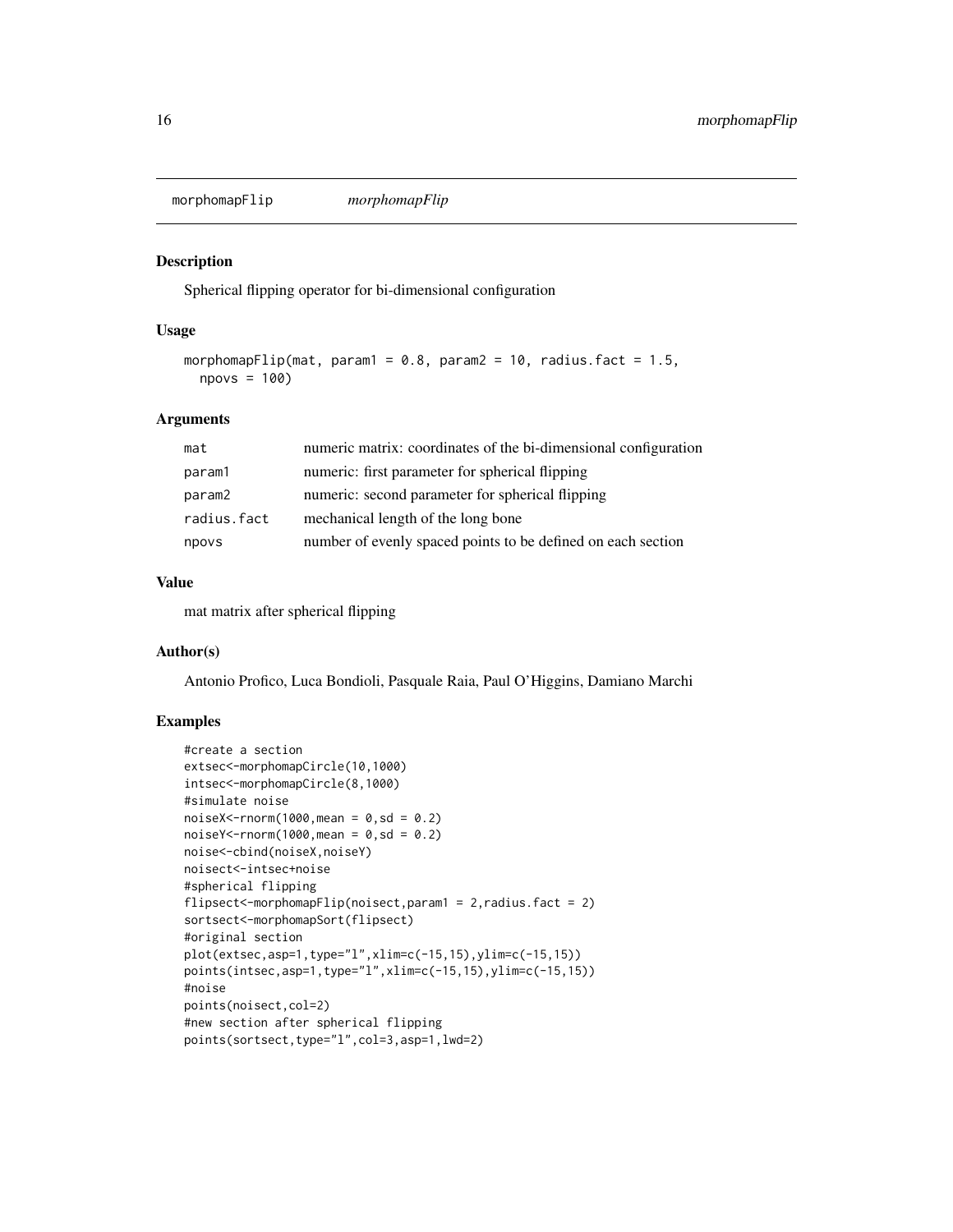## morphomapFlip *morphomapFlip*

### Description

Spherical flipping operator for bi-dimensional configuration

### Usage

```
morphomapFlip(mat, param1 = 0.8, param2 = 10, radius.fact = 1.5,
  npovs = 100)
```

### Arguments

| | |
|---|---|
| mat | numeric matrix: coordinates of the bi-dimensional configuration |
| param1 | numeric: first parameter for spherical flipping |
| param2 | numeric: second parameter for spherical flipping |
| radius.fact | mechanical length of the long bone |
| npovs | number of evenly spaced points to be defined on each section |

### Value

mat matrix after spherical flipping

### Author(s)

Antonio Profico, Luca Bondioli, Pasquale Raia, Paul O'Higgins, Damiano Marchi

### Examples

```
#create a section
extsec<-morphomapCircle(10,1000)
intsec<-morphomapCircle(8,1000)
#simulate noise
noiseX<-rnorm(1000,mean = 0,sd = 0.2)
noiseY<-rnorm(1000,mean = 0,sd = 0.2)
noise<-cbind(noiseX,noiseY)
noisect<-intsec+noise
#spherical flipping
flipsect<-morphomapFlip(noisect,param1 = 2,radius.fact = 2)
sortsect<-morphomapSort(flipsect)
#original section
plot(extsec,asp=1,type="l",xlim=c(-15,15),ylim=c(-15,15))
points(intsec,asp=1,type="l",xlim=c(-15,15),ylim=c(-15,15))
#noise
points(noisect,col=2)
#new section after spherical flipping
points(sortsect,type="l",col=3,asp=1,lwd=2)
```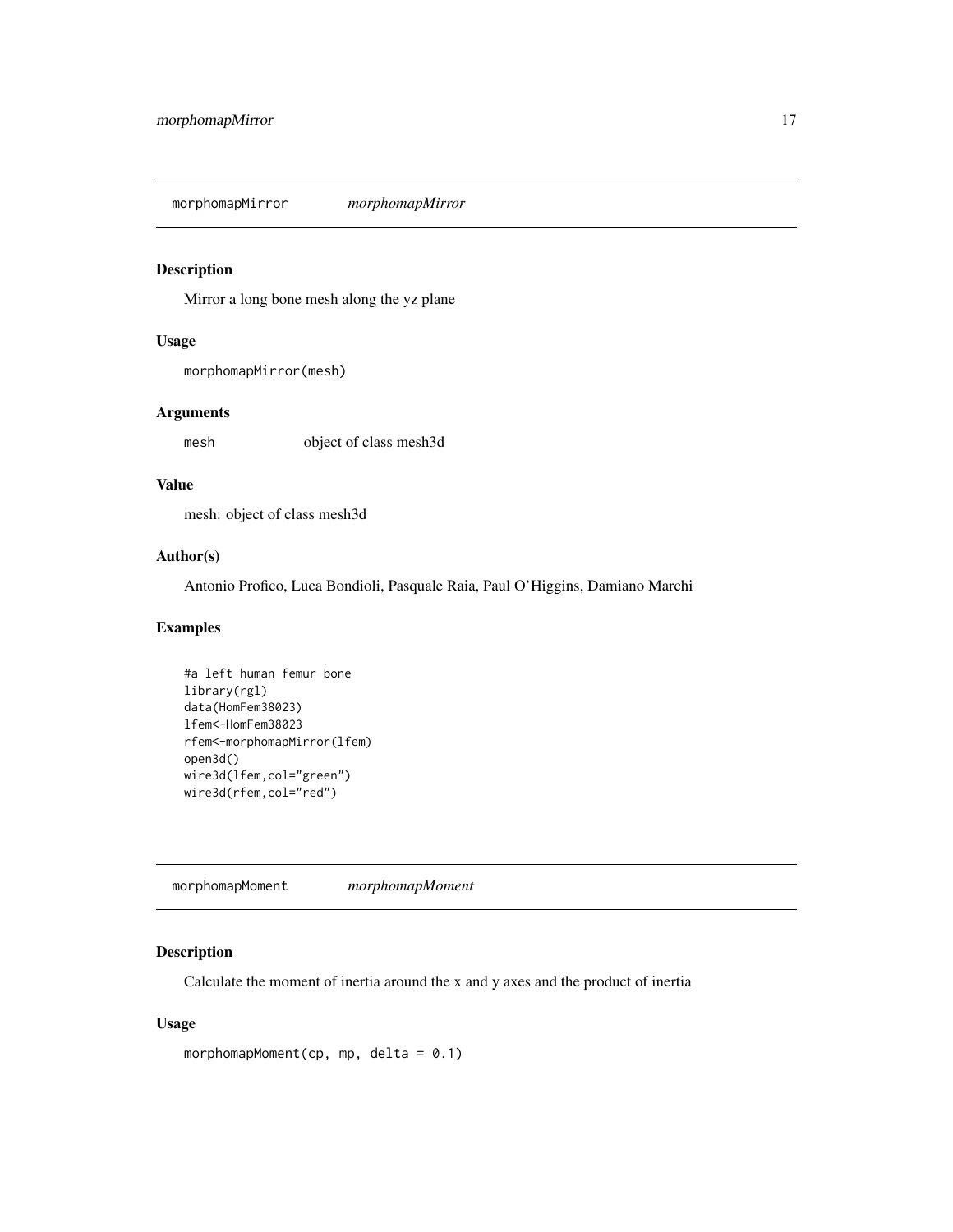## morphomapMirror *morphomapMirror*

### Description

Mirror a long bone mesh along the yz plane

### Usage

```
morphomapMirror(mesh)
```

### Arguments

| | |
|---|---|
| mesh | object of class mesh3d |

### Value

mesh: object of class mesh3d

### Author(s)

Antonio Profico, Luca Bondioli, Pasquale Raia, Paul O'Higgins, Damiano Marchi

### Examples

```
#a left human femur bone
library(rgl)
data(HomFem38023)
lfem<-HomFem38023
rfem<-morphomapMirror(lfem)
open3d()
wire3d(lfem,col="green")
wire3d(rfem,col="red")
```

## morphomapMoment *morphomapMoment*

### Description

Calculate the moment of inertia around the x and y axes and the product of inertia

### Usage

```
morphomapMoment(cp, mp, delta = 0.1)
```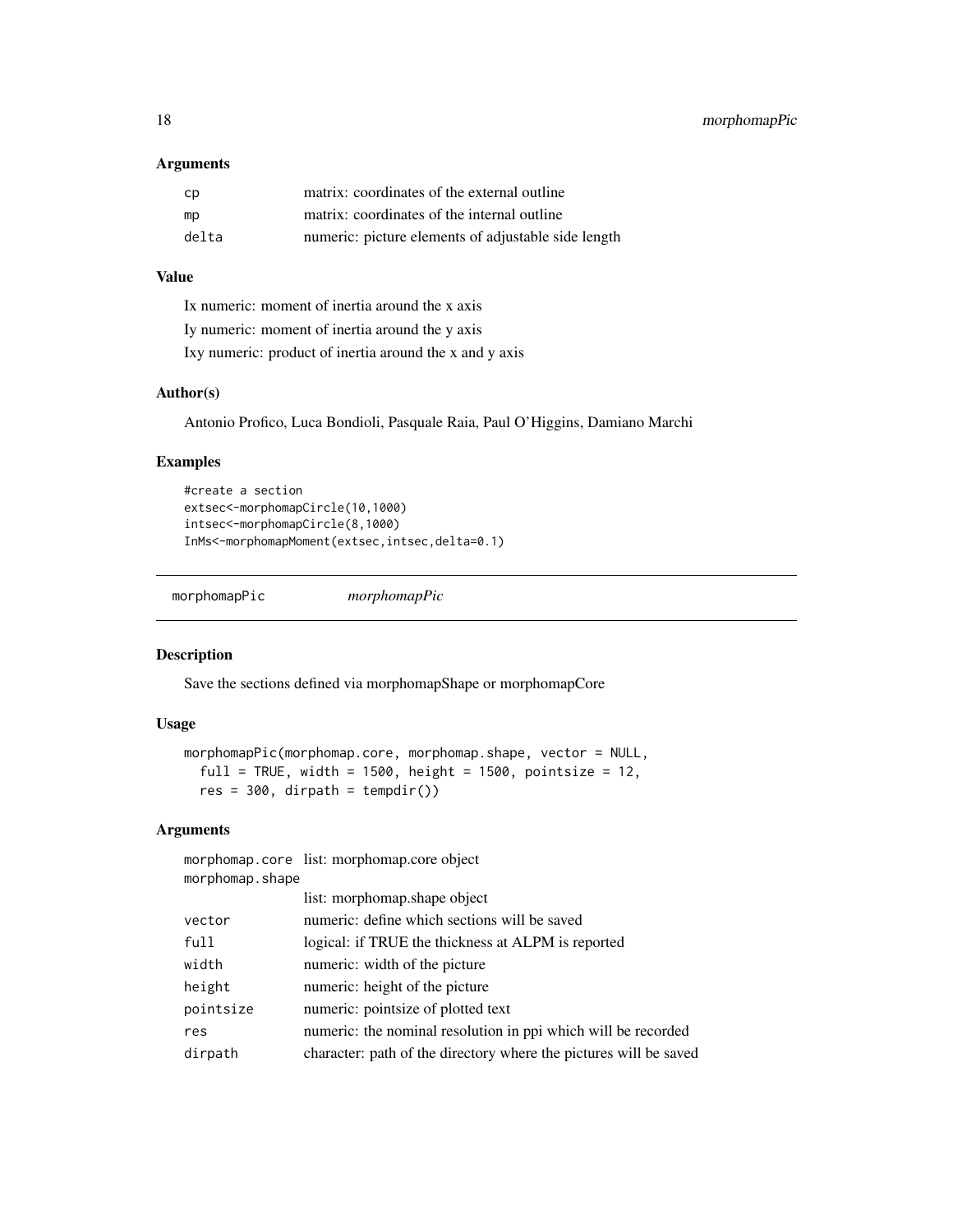### Arguments

| | |
|---|---|
| cp | matrix: coordinates of the external outline |
| mp | matrix: coordinates of the internal outline |
| delta | numeric: picture elements of adjustable side length |

### Value

Ix numeric: moment of inertia around the x axis

Iy numeric: moment of inertia around the y axis

Ixy numeric: product of inertia around the x and y axis

### Author(s)

Antonio Profico, Luca Bondioli, Pasquale Raia, Paul O'Higgins, Damiano Marchi

### Examples

```
#create a section
extsec<-morphomapCircle(10,1000)
intsec<-morphomapCircle(8,1000)
InMs<-morphomapMoment(extsec,intsec,delta=0.1)
```

## morphomapPic *morphomapPic*

### Description

Save the sections defined via morphomapShape or morphomapCore

### Usage

```
morphomapPic(morphomap.core, morphomap.shape, vector = NULL,
  full = TRUE, width = 1500, height = 1500, pointsize = 12,
  res = 300, dirpath = tempdir())
```

### Arguments

| | |
|---|---|
| morphomap.core | list: morphomap.core object |
| morphomap.shape | list: morphomap.shape object |
| vector | numeric: define which sections will be saved |
| full | logical: if TRUE the thickness at ALPM is reported |
| width | numeric: width of the picture |
| height | numeric: height of the picture |
| pointsize | numeric: pointsize of plotted text |
| res | numeric: the nominal resolution in ppi which will be recorded |
| dirpath | character: path of the directory where the pictures will be saved |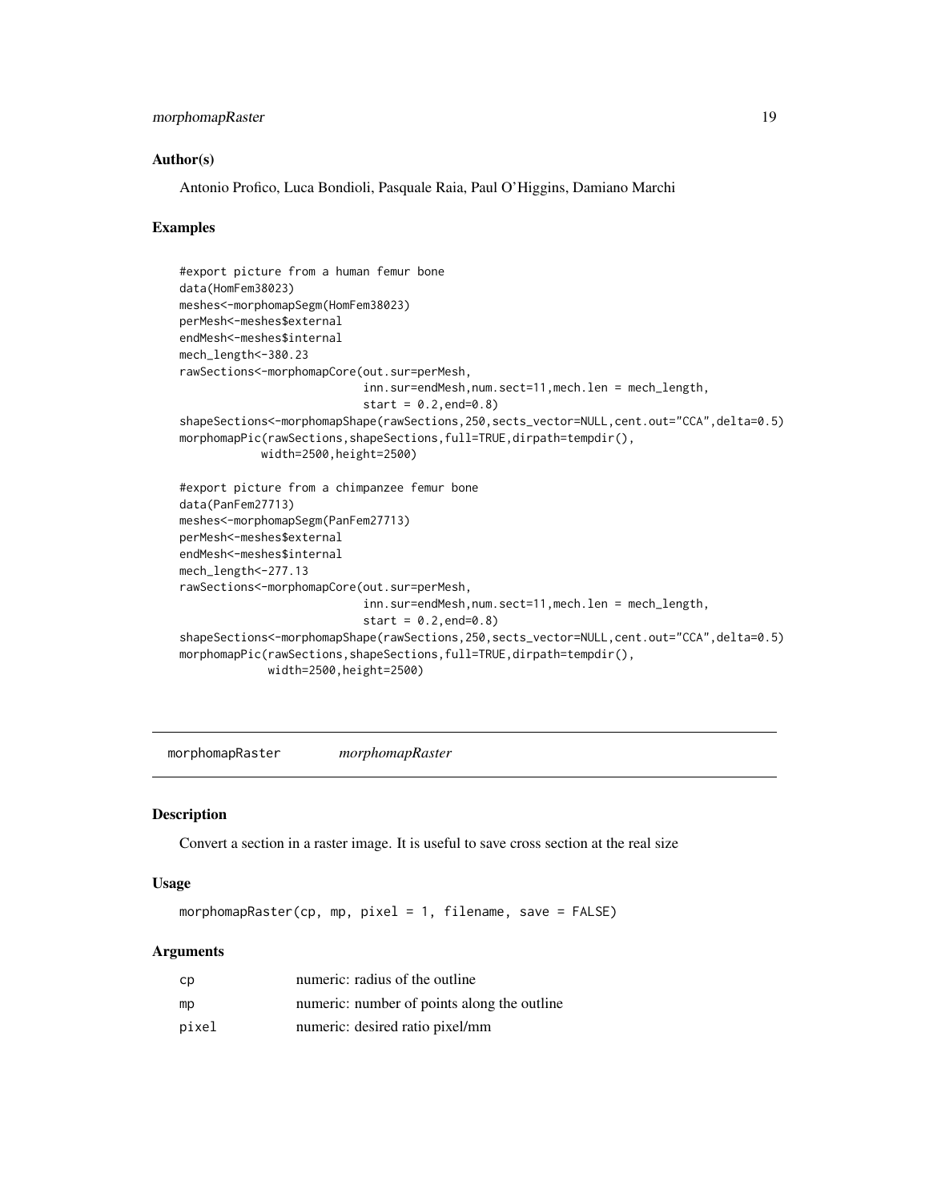### Author(s)

Antonio Profico, Luca Bondioli, Pasquale Raia, Paul O'Higgins, Damiano Marchi

### Examples

```
#export picture from a human femur bone
data(HomFem38023)
meshes<-morphomapSegm(HomFem38023)
perMesh<-meshes$external
endMesh<-meshes$internal
mech_length<-380.23
rawSections<-morphomapCore(out.sur=perMesh,
                           inn.sur=endMesh,num.sect=11,mech.len = mech_length,
                           start = 0.2,end=0.8)
shapeSections<-morphomapShape(rawSections,250,sects_vector=NULL,cent.out="CCA",delta=0.5)
morphomapPic(rawSections,shapeSections,full=TRUE,dirpath=tempdir(),
            width=2500,height=2500)

#export picture from a chimpanzee femur bone
data(PanFem27713)
meshes<-morphomapSegm(PanFem27713)
perMesh<-meshes$external
endMesh<-meshes$internal
mech_length<-277.13
rawSections<-morphomapCore(out.sur=perMesh,
                           inn.sur=endMesh,num.sect=11,mech.len = mech_length,
                           start = 0.2,end=0.8)
shapeSections<-morphomapShape(rawSections,250,sects_vector=NULL,cent.out="CCA",delta=0.5)
morphomapPic(rawSections,shapeSections,full=TRUE,dirpath=tempdir(),
             width=2500,height=2500)
```

## morphomapRaster — *morphomapRaster*

### Description

Convert a section in a raster image. It is useful to save cross section at the real size

### Usage

```
morphomapRaster(cp, mp, pixel = 1, filename, save = FALSE)
```

### Arguments

| | |
|---|---|
| cp | numeric: radius of the outline |
| mp | numeric: number of points along the outline |
| pixel | numeric: desired ratio pixel/mm |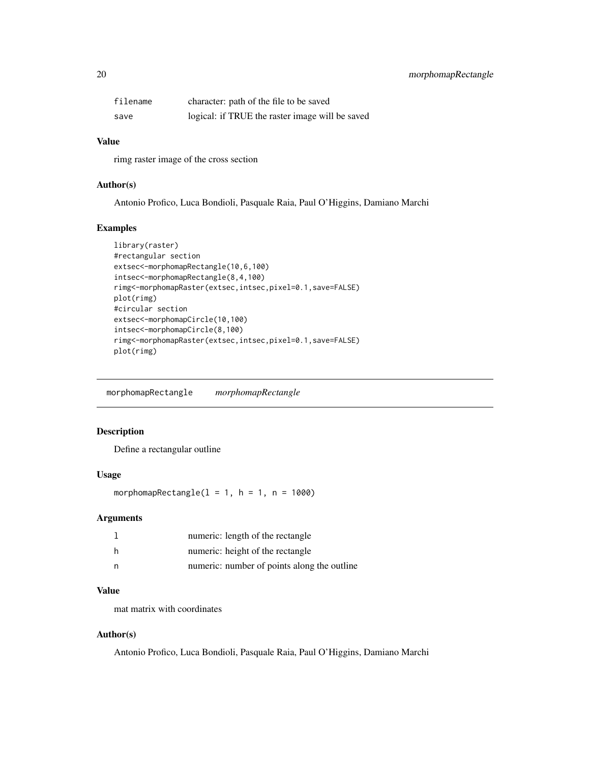| | |
|---|---|
| filename | character: path of the file to be saved |
| save | logical: if TRUE the raster image will be saved |

### Value

rimg raster image of the cross section

### Author(s)

Antonio Profico, Luca Bondioli, Pasquale Raia, Paul O'Higgins, Damiano Marchi

### Examples

```
library(raster)
#rectangular section
extsec<-morphomapRectangle(10,6,100)
intsec<-morphomapRectangle(8,4,100)
rimg<-morphomapRaster(extsec,intsec,pixel=0.1,save=FALSE)
plot(rimg)
#circular section
extsec<-morphomapCircle(10,100)
intsec<-morphomapCircle(8,100)
rimg<-morphomapRaster(extsec,intsec,pixel=0.1,save=FALSE)
plot(rimg)
```

---

## morphomapRectangle *morphomapRectangle*

### Description

Define a rectangular outline

### Usage

```
morphomapRectangle(l = 1, h = 1, n = 1000)
```

### Arguments

| | |
|---|---|
| l | numeric: length of the rectangle |
| h | numeric: height of the rectangle |
| n | numeric: number of points along the outline |

### Value

mat matrix with coordinates

### Author(s)

Antonio Profico, Luca Bondioli, Pasquale Raia, Paul O'Higgins, Damiano Marchi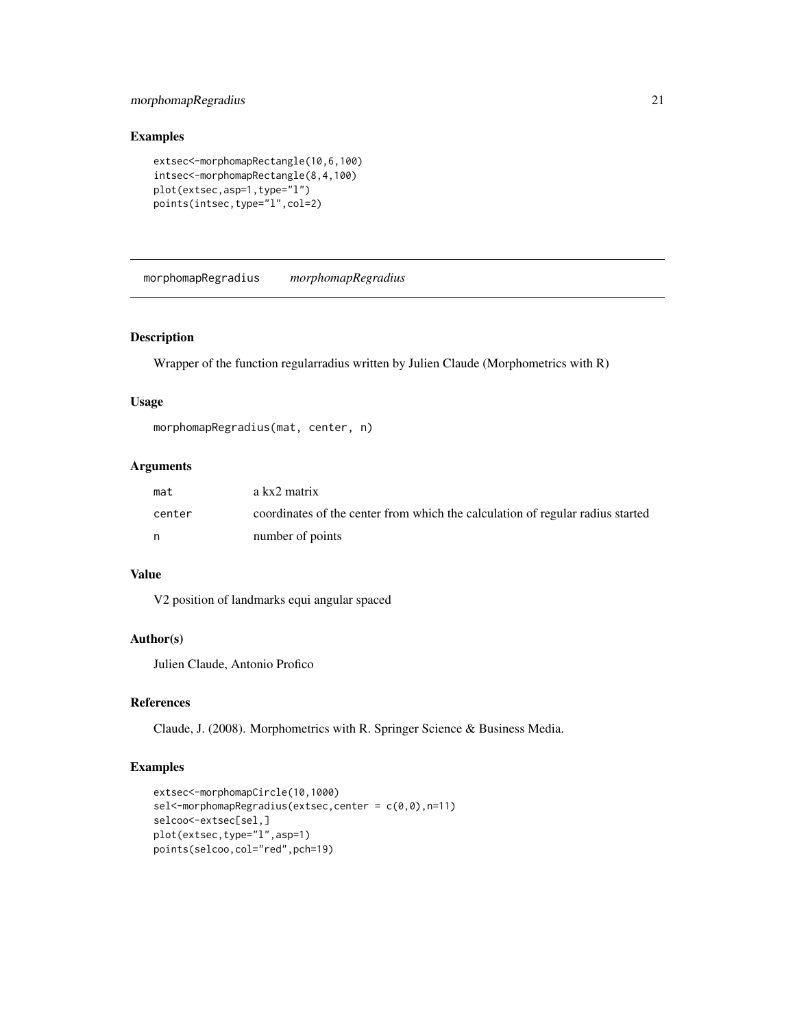## Examples

```
extsec<-morphomapRectangle(10,6,100)
intsec<-morphomapRectangle(8,4,100)
plot(extsec,asp=1,type="l")
points(intsec,type="l",col=2)
```

---

# morphomapRegradius *morphomapRegradius*

---

### Description

Wrapper of the function regularradius written by Julien Claude (Morphometrics with R)

### Usage

```
morphomapRegradius(mat, center, n)
```

### Arguments

| | |
|---|---|
| `mat` | a kx2 matrix |
| `center` | coordinates of the center from which the calculation of regular radius started |
| `n` | number of points |

### Value

V2 position of landmarks equi angular spaced

### Author(s)

Julien Claude, Antonio Profico

### References

Claude, J. (2008). Morphometrics with R. Springer Science & Business Media.

### Examples

```
extsec<-morphomapCircle(10,1000)
sel<-morphomapRegradius(extsec,center = c(0,0),n=11)
selcoo<-extsec[sel,]
plot(extsec,type="l",asp=1)
points(selcoo,col="red",pch=19)
```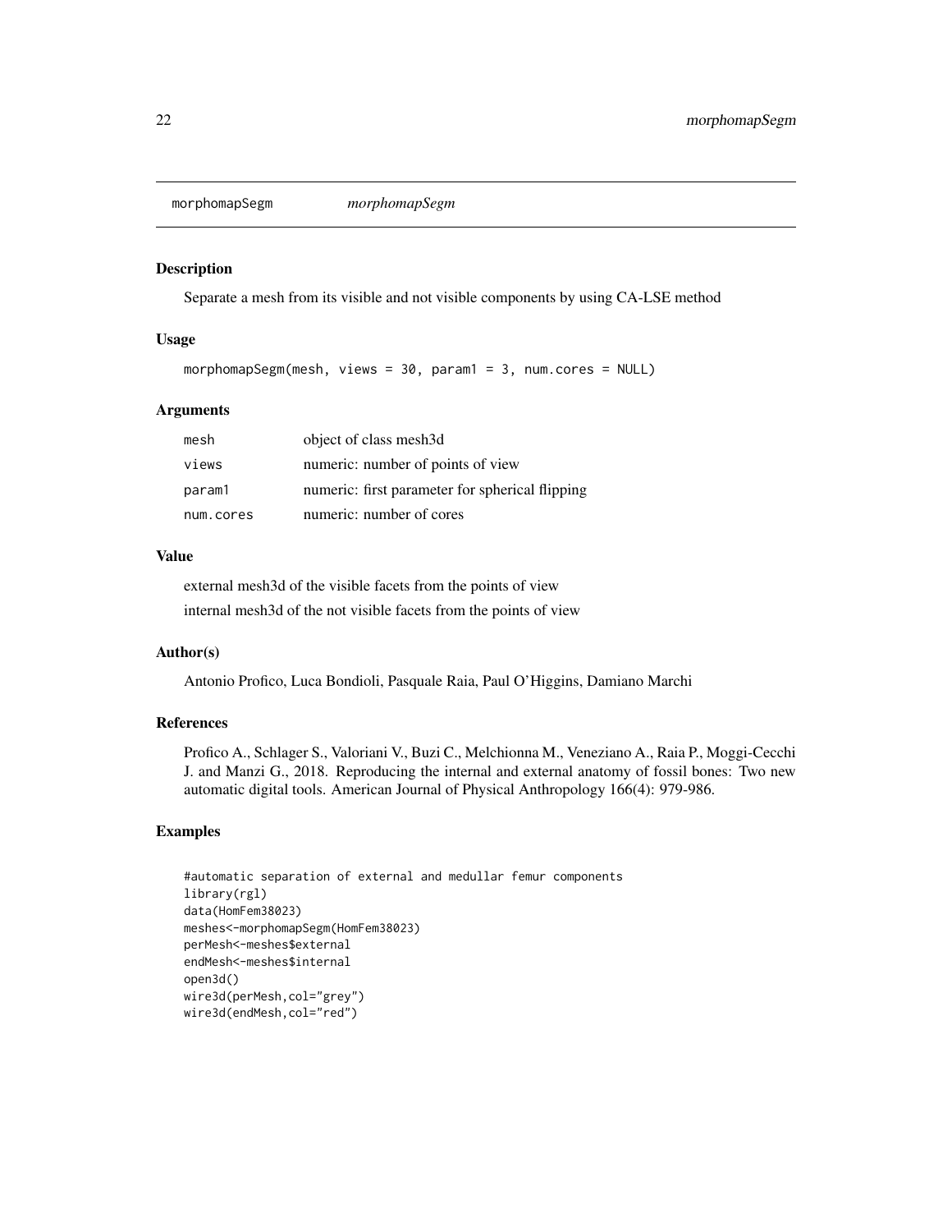# morphomapSegm

*morphomapSegm*

## Description

Separate a mesh from its visible and not visible components by using CA-LSE method

## Usage

```
morphomapSegm(mesh, views = 30, param1 = 3, num.cores = NULL)
```

## Arguments

| | |
|---|---|
| mesh | object of class mesh3d |
| views | numeric: number of points of view |
| param1 | numeric: first parameter for spherical flipping |
| num.cores | numeric: number of cores |

## Value

external mesh3d of the visible facets from the points of view

internal mesh3d of the not visible facets from the points of view

## Author(s)

Antonio Profico, Luca Bondioli, Pasquale Raia, Paul O'Higgins, Damiano Marchi

## References

Profico A., Schlager S., Valoriani V., Buzi C., Melchionna M., Veneziano A., Raia P., Moggi-Cecchi J. and Manzi G., 2018. Reproducing the internal and external anatomy of fossil bones: Two new automatic digital tools. American Journal of Physical Anthropology 166(4): 979-986.

## Examples

```
#automatic separation of external and medullar femur components
library(rgl)
data(HomFem38023)
meshes<-morphomapSegm(HomFem38023)
perMesh<-meshes$external
endMesh<-meshes$internal
open3d()
wire3d(perMesh,col="grey")
wire3d(endMesh,col="red")
```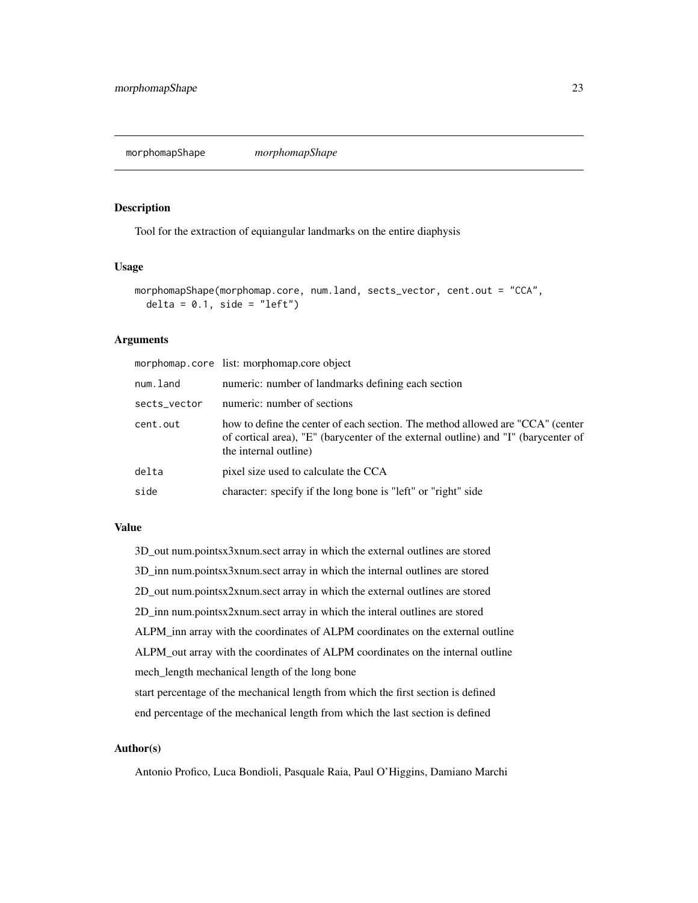# morphomapShape

*morphomapShape*

## Description

Tool for the extraction of equiangular landmarks on the entire diaphysis

## Usage

```
morphomapShape(morphomap.core, num.land, sects_vector, cent.out = "CCA",
  delta = 0.1, side = "left")
```

## Arguments

| | |
|---|---|
| morphomap.core | list: morphomap.core object |
| num.land | numeric: number of landmarks defining each section |
| sects_vector | numeric: number of sections |
| cent.out | how to define the center of each section. The method allowed are "CCA" (center of cortical area), "E" (barycenter of the external outline) and "I" (barycenter of the internal outline) |
| delta | pixel size used to calculate the CCA |
| side | character: specify if the long bone is "left" or "right" side |

## Value

3D_out num.pointsx3xnum.sect array in which the external outlines are stored

3D_inn num.pointsx3xnum.sect array in which the internal outlines are stored

2D_out num.pointsx2xnum.sect array in which the external outlines are stored

2D_inn num.pointsx2xnum.sect array in which the interal outlines are stored

ALPM_inn array with the coordinates of ALPM coordinates on the external outline

ALPM_out array with the coordinates of ALPM coordinates on the internal outline

mech_length mechanical length of the long bone

start percentage of the mechanical length from which the first section is defined

end percentage of the mechanical length from which the last section is defined

## Author(s)

Antonio Profico, Luca Bondioli, Pasquale Raia, Paul O'Higgins, Damiano Marchi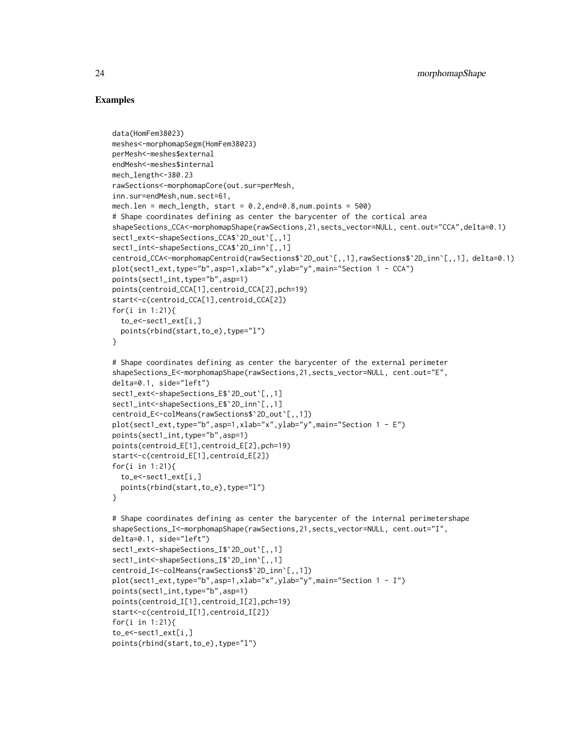## Examples

```
data(HomFem38023)
meshes<-morphomapSegm(HomFem38023)
perMesh<-meshes$external
endMesh<-meshes$internal
mech_length<-380.23
rawSections<-morphomapCore(out.sur=perMesh,
inn.sur=endMesh,num.sect=61,
mech.len = mech_length, start = 0.2,end=0.8,num.points = 500)
# Shape coordinates defining as center the barycenter of the cortical area
shapeSections_CCA<-morphomapShape(rawSections,21,sects_vector=NULL, cent.out="CCA",delta=0.1)
sect1_ext<-shapeSections_CCA$`2D_out`[,,1]
sect1_int<-shapeSections_CCA$`2D_inn`[,,1]
centroid_CCA<-morphomapCentroid(rawSections$`2D_out`[,,1],rawSections$`2D_inn`[,,1], delta=0.1)
plot(sect1_ext,type="b",asp=1,xlab="x",ylab="y",main="Section 1 - CCA")
points(sect1_int,type="b",asp=1)
points(centroid_CCA[1],centroid_CCA[2],pch=19)
start<-c(centroid_CCA[1],centroid_CCA[2])
for(i in 1:21){
  to_e<-sect1_ext[i,]
  points(rbind(start,to_e),type="l")
}

# Shape coordinates defining as center the barycenter of the external perimeter
shapeSections_E<-morphomapShape(rawSections,21,sects_vector=NULL, cent.out="E",
delta=0.1, side="left")
sect1_ext<-shapeSections_E$`2D_out`[,,1]
sect1_int<-shapeSections_E$`2D_inn`[,,1]
centroid_E<-colMeans(rawSections$`2D_out`[,,1])
plot(sect1_ext,type="b",asp=1,xlab="x",ylab="y",main="Section 1 - E")
points(sect1_int,type="b",asp=1)
points(centroid_E[1],centroid_E[2],pch=19)
start<-c(centroid_E[1],centroid_E[2])
for(i in 1:21){
  to_e<-sect1_ext[i,]
  points(rbind(start,to_e),type="l")
}

# Shape coordinates defining as center the barycenter of the internal perimetershape
shapeSections_I<-morphomapShape(rawSections,21,sects_vector=NULL, cent.out="I",
delta=0.1, side="left")
sect1_ext<-shapeSections_I$`2D_out`[,,1]
sect1_int<-shapeSections_I$`2D_inn`[,,1]
centroid_I<-colMeans(rawSections$`2D_inn`[,,1])
plot(sect1_ext,type="b",asp=1,xlab="x",ylab="y",main="Section 1 - I")
points(sect1_int,type="b",asp=1)
points(centroid_I[1],centroid_I[2],pch=19)
start<-c(centroid_I[1],centroid_I[2])
for(i in 1:21){
to_e<-sect1_ext[i,]
points(rbind(start,to_e),type="l")
```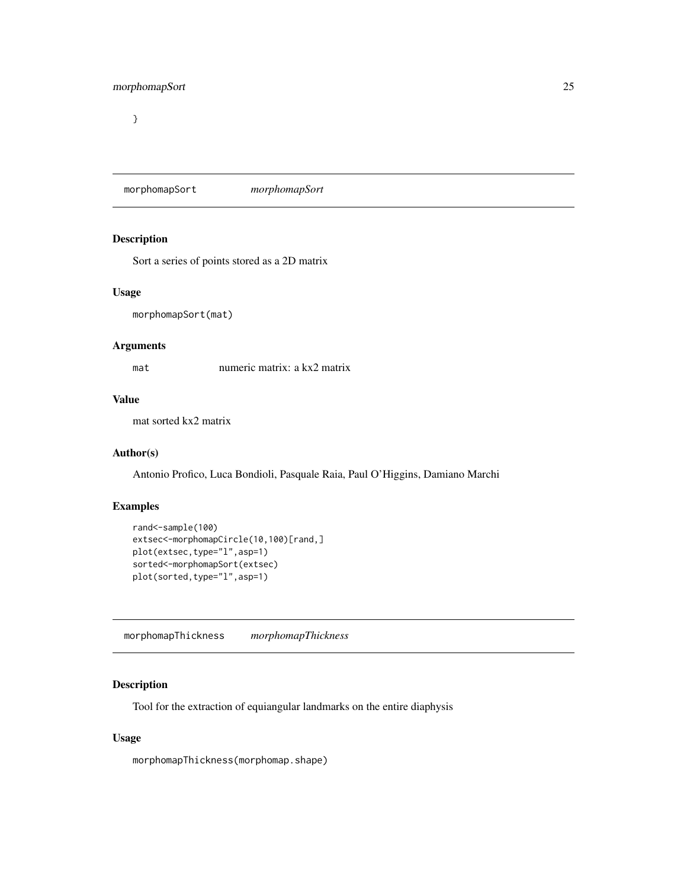}

## morphomapSort *morphomapSort*

### Description

Sort a series of points stored as a 2D matrix

### Usage

```
morphomapSort(mat)
```

### Arguments

mat numeric matrix: a kx2 matrix

### Value

mat sorted kx2 matrix

### Author(s)

Antonio Profico, Luca Bondioli, Pasquale Raia, Paul O'Higgins, Damiano Marchi

### Examples

```
rand<-sample(100)
extsec<-morphomapCircle(10,100)[rand,]
plot(extsec,type="l",asp=1)
sorted<-morphomapSort(extsec)
plot(sorted,type="l",asp=1)
```

## morphomapThickness *morphomapThickness*

### Description

Tool for the extraction of equiangular landmarks on the entire diaphysis

### Usage

```
morphomapThickness(morphomap.shape)
```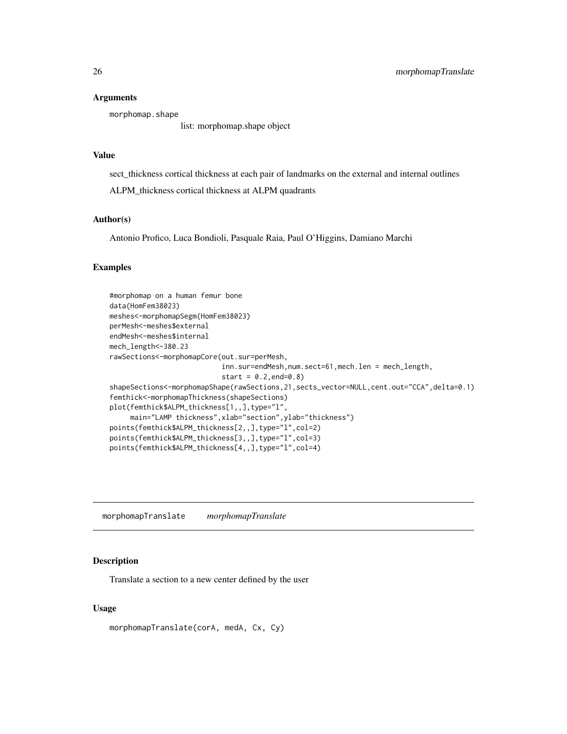### Arguments

`morphomap.shape`
list: morphomap.shape object

### Value

sect_thickness cortical thickness at each pair of landmarks on the external and internal outlines

ALPM_thickness cortical thickness at ALPM quadrants

### Author(s)

Antonio Profico, Luca Bondioli, Pasquale Raia, Paul O'Higgins, Damiano Marchi

### Examples

```
#morphomap on a human femur bone
data(HomFem38023)
meshes<-morphomapSegm(HomFem38023)
perMesh<-meshes$external
endMesh<-meshes$internal
mech_length<-380.23
rawSections<-morphomapCore(out.sur=perMesh,
                           inn.sur=endMesh,num.sect=61,mech.len = mech_length,
                           start = 0.2,end=0.8)
shapeSections<-morphomapShape(rawSections,21,sects_vector=NULL,cent.out="CCA",delta=0.1)
femthick<-morphomapThickness(shapeSections)
plot(femthick$ALPM_thickness[1,,],type="l",
     main="LAMP thickness",xlab="section",ylab="thickness")
points(femthick$ALPM_thickness[2,,],type="l",col=2)
points(femthick$ALPM_thickness[3,,],type="l",col=3)
points(femthick$ALPM_thickness[4,,],type="l",col=4)
```

## morphomapTranslate *morphomapTranslate*

### Description

Translate a section to a new center defined by the user

### Usage

```
morphomapTranslate(corA, medA, Cx, Cy)
```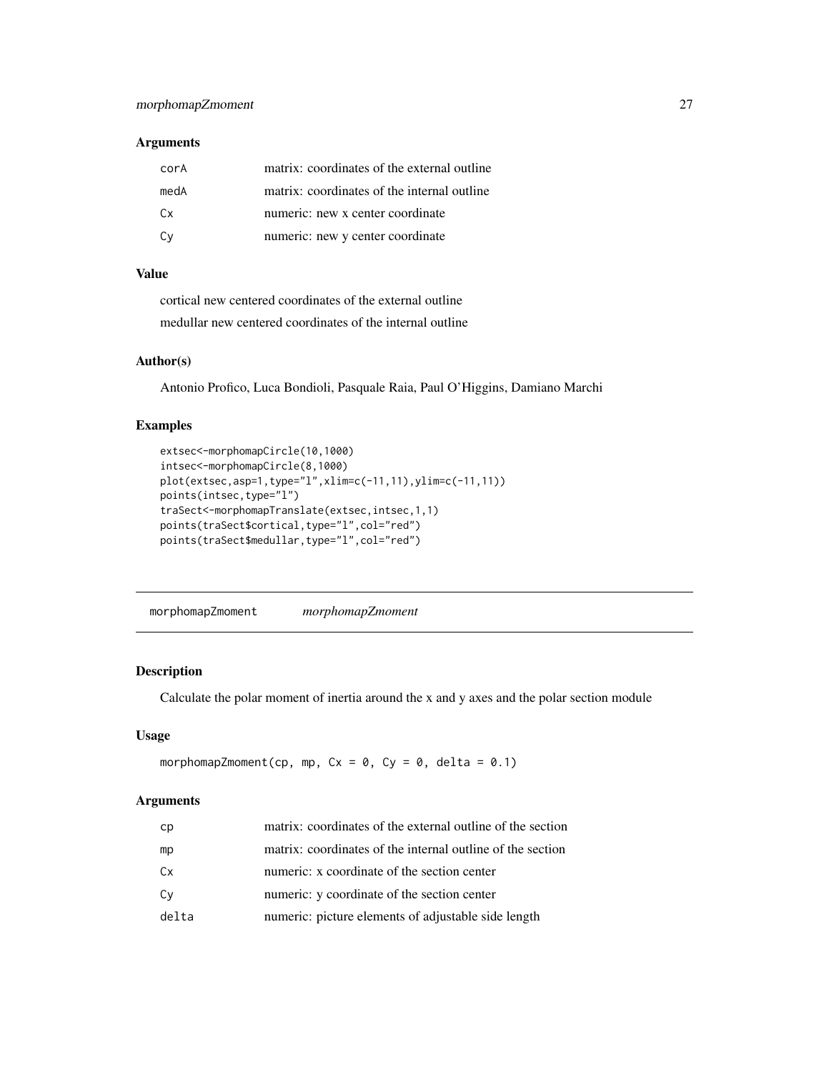### Arguments

| | |
|---|---|
| corA | matrix: coordinates of the external outline |
| medA | matrix: coordinates of the internal outline |
| Cx | numeric: new x center coordinate |
| Cy | numeric: new y center coordinate |

### Value

cortical new centered coordinates of the external outline

medullar new centered coordinates of the internal outline

### Author(s)

Antonio Profico, Luca Bondioli, Pasquale Raia, Paul O'Higgins, Damiano Marchi

### Examples

```
extsec<-morphomapCircle(10,1000)
intsec<-morphomapCircle(8,1000)
plot(extsec,asp=1,type="l",xlim=c(-11,11),ylim=c(-11,11))
points(intsec,type="l")
traSect<-morphomapTranslate(extsec,intsec,1,1)
points(traSect$cortical,type="l",col="red")
points(traSect$medullar,type="l",col="red")
```

---

## morphomapZmoment *morphomapZmoment*

### Description

Calculate the polar moment of inertia around the x and y axes and the polar section module

### Usage

```
morphomapZmoment(cp, mp, Cx = 0, Cy = 0, delta = 0.1)
```

### Arguments

| | |
|---|---|
| cp | matrix: coordinates of the external outline of the section |
| mp | matrix: coordinates of the internal outline of the section |
| Cx | numeric: x coordinate of the section center |
| Cy | numeric: y coordinate of the section center |
| delta | numeric: picture elements of adjustable side length |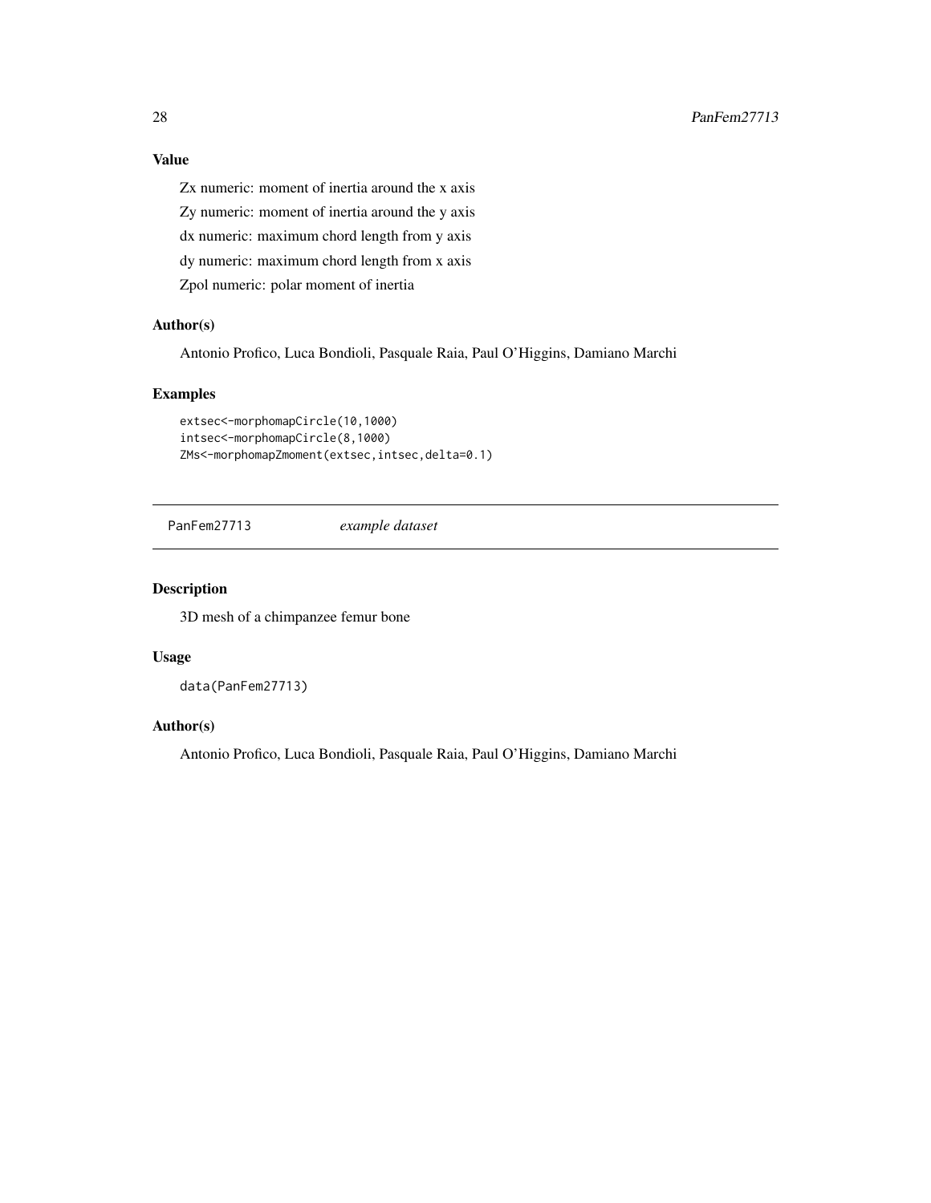### Value

Zx numeric: moment of inertia around the x axis

Zy numeric: moment of inertia around the y axis

dx numeric: maximum chord length from y axis

dy numeric: maximum chord length from x axis

Zpol numeric: polar moment of inertia

### Author(s)

Antonio Profico, Luca Bondioli, Pasquale Raia, Paul O'Higgins, Damiano Marchi

### Examples

```
extsec<-morphomapCircle(10,1000)
intsec<-morphomapCircle(8,1000)
ZMs<-morphomapZmoment(extsec,intsec,delta=0.1)
```

---

## PanFem27713 *example dataset*

---

### Description

3D mesh of a chimpanzee femur bone

### Usage

```
data(PanFem27713)
```

### Author(s)

Antonio Profico, Luca Bondioli, Pasquale Raia, Paul O'Higgins, Damiano Marchi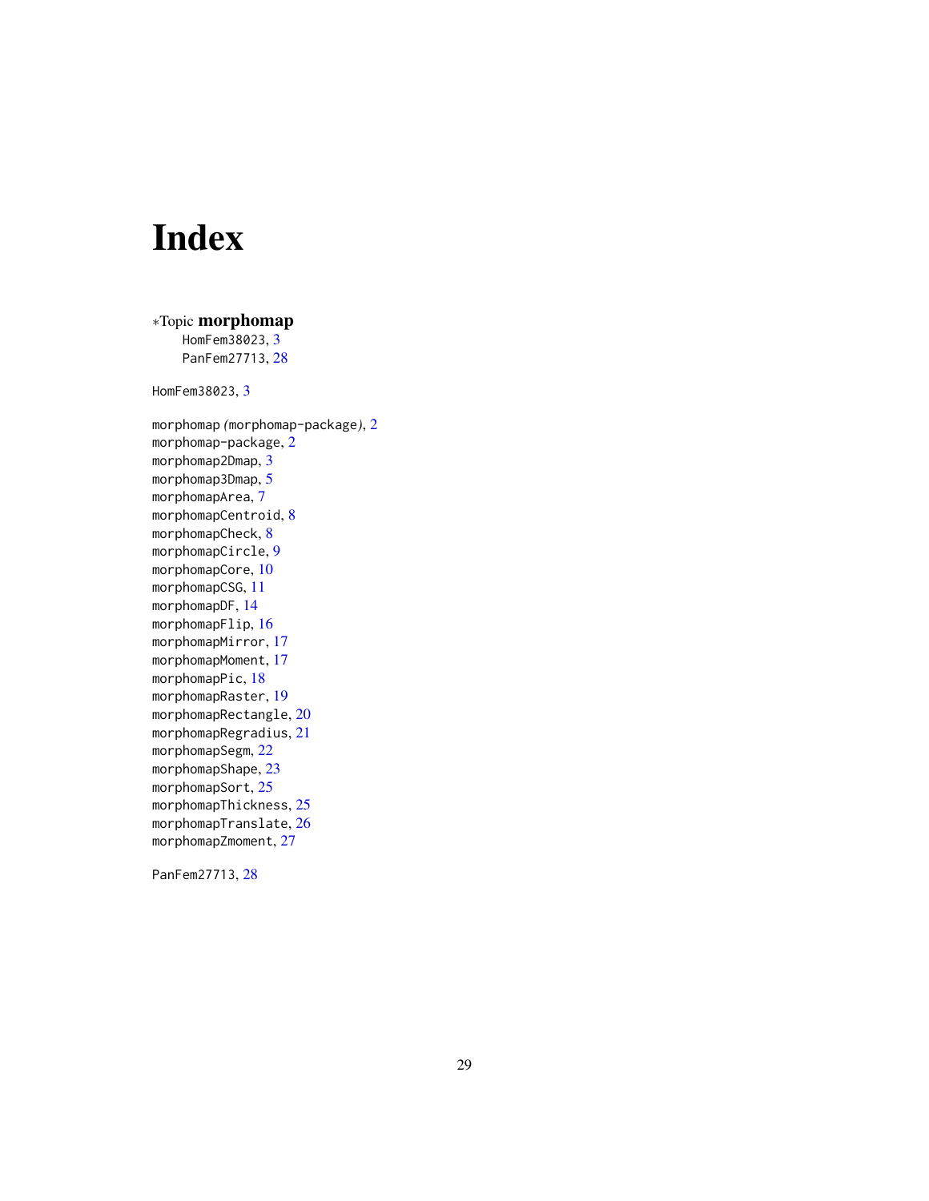# Index

∗Topic **morphomap**

- HomFem38023, 3
- PanFem27713, 28

HomFem38023, 3

morphomap (morphomap-package), 2
morphomap-package, 2
morphomap2Dmap, 3
morphomap3Dmap, 5
morphomapArea, 7
morphomapCentroid, 8
morphomapCheck, 8
morphomapCircle, 9
morphomapCore, 10
morphomapCSG, 11
morphomapDF, 14
morphomapFlip, 16
morphomapMirror, 17
morphomapMoment, 17
morphomapPic, 18
morphomapRaster, 19
morphomapRectangle, 20
morphomapRegradius, 21
morphomapSegm, 22
morphomapShape, 23
morphomapSort, 25
morphomapThickness, 25
morphomapTranslate, 26
morphomapZmoment, 27

PanFem27713, 28